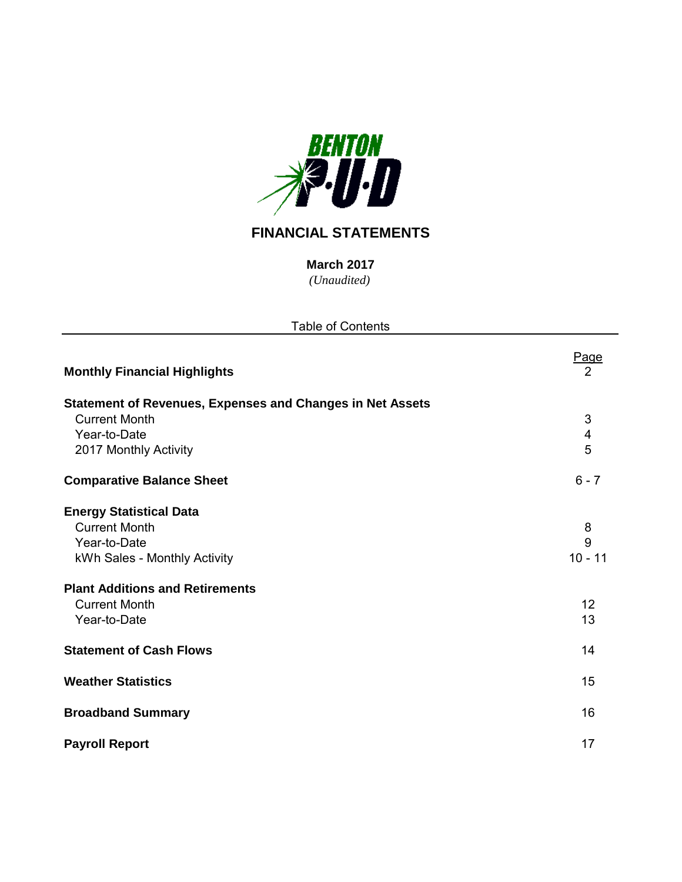BENTON P·U·D

# FINANCIAL STATEMENTS

**March 2017**

*(Unaudited)*

Table of Contents

| | Page |
|---|---|
| **Monthly Financial Highlights** | 2 |
| **Statement of Revenues, Expenses and Changes in Net Assets** | |
| Current Month | 3 |
| Year-to-Date | 4 |
| 2017 Monthly Activity | 5 |
| **Comparative Balance Sheet** | 6 - 7 |
| **Energy Statistical Data** | |
| Current Month | 8 |
| Year-to-Date | 9 |
| kWh Sales - Monthly Activity | 10 - 11 |
| **Plant Additions and Retirements** | |
| Current Month | 12 |
| Year-to-Date | 13 |
| **Statement of Cash Flows** | 14 |
| **Weather Statistics** | 15 |
| **Broadband Summary** | 16 |
| **Payroll Report** | 17 |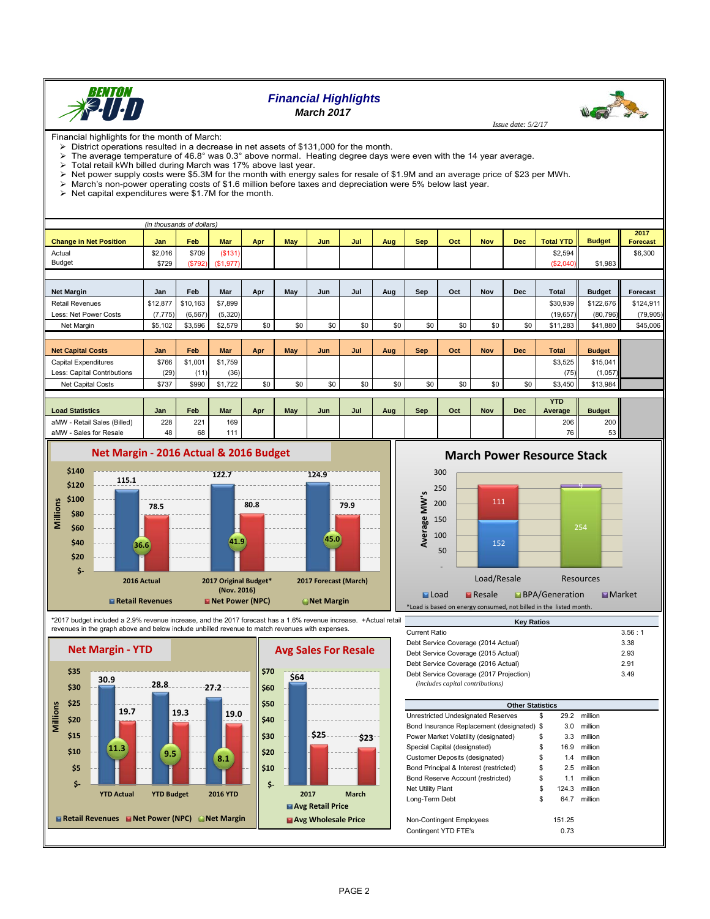# Financial Highlights

## March 2017

*Issue date: 5/2/17*

Financial highlights for the month of March:

- District operations resulted in a decrease in net assets of $131,000 for the month.
- The average temperature of 46.8° was 0.3° above normal. Heating degree days were even with the 14 year average.
- Total retail kWh billed during March was 17% above last year.
- Net power supply costs were $5.3M for the month with energy sales for resale of $1.9M and an average price of $23 per MWh.
- March's non-power operating costs of $1.6 million before taxes and depreciation were 5% below last year.
- Net capital expenditures were $1.7M for the month.

*(in thousands of dollars)*

| Change in Net Position | Jan | Feb | Mar | Apr | May | Jun | Jul | Aug | Sep | Oct | Nov | Dec | Total YTD | Budget | 2017 Forecast |
|---|---|---|---|---|---|---|---|---|---|---|---|---|---|---|---|
| Actual | $2,016 | $709 | ($131) | | | | | | | | | | $2,594 | | $6,300 |
| Budget | $729 | ($792) | ($1,977) | | | | | | | | | | ($2,040) | $1,983 | |

| Net Margin | Jan | Feb | Mar | Apr | May | Jun | Jul | Aug | Sep | Oct | Nov | Dec | Total | Budget | Forecast |
|---|---|---|---|---|---|---|---|---|---|---|---|---|---|---|---|
| Retail Revenues | $12,877 | $10,163 | $7,899 | | | | | | | | | | $30,939 | $122,676 | $124,911 |
| Less: Net Power Costs | (7,775) | (6,567) | (5,320) | | | | | | | | | | (19,657) | (80,796) | (79,905) |
| Net Margin | $5,102 | $3,596 | $2,579 | $0 | $0 | $0 | $0 | $0 | $0 | $0 | $0 | $0 | $11,283 | $41,880 | $45,006 |

| Net Capital Costs | Jan | Feb | Mar | Apr | May | Jun | Jul | Aug | Sep | Oct | Nov | Dec | Total | Budget |
|---|---|---|---|---|---|---|---|---|---|---|---|---|---|---|
| Capital Expenditures | $766 | $1,001 | $1,759 | | | | | | | | | | $3,525 | $15,041 |
| Less: Capital Contributions | (29) | (11) | (36) | | | | | | | | | | (75) | (1,057) |
| Net Capital Costs | $737 | $990 | $1,722 | $0 | $0 | $0 | $0 | $0 | $0 | $0 | $0 | $0 | $3,450 | $13,984 |

| Load Statistics | Jan | Feb | Mar | Apr | May | Jun | Jul | Aug | Sep | Oct | Nov | Dec | YTD Average | Budget |
|---|---|---|---|---|---|---|---|---|---|---|---|---|---|---|
| aMW - Retail Sales (Billed) | 228 | 221 | 169 | | | | | | | | | | 206 | 200 |
| aMW - Sales for Resale | 48 | 68 | 111 | | | | | | | | | | 76 | 53 |

**Net Margin - 2016 Actual & 2016 Budget** (Millions)

| | Retail Revenues | Net Power (NPC) | Net Margin |
|---|---|---|---|
| 2016 Actual | 115.1 | 78.5 | 36.6 |
| 2017 Original Budget* (Nov. 2016) | 122.7 | 80.8 | 41.9 |
| 2017 Forecast (March) | 124.9 | 79.9 | 45.0 |

**March Power Resource Stack** (Average MW's)

| | Load | Resale | BPA/Generation | Market |
|---|---|---|---|---|
| Load/Resale | 152 | 111 | | |
| Resources | | | 254 | 9 |

*Load is based on energy consumed, not billed in the listed month.

*2017 budget included a 2.9% revenue increase, and the 2017 forecast has a 1.6% revenue increase. +Actual retail revenues in the graph above and below include unbilled revenue to match revenues with expenses.

**Net Margin - YTD** (Millions)

| | Retail Revenues | Net Power (NPC) | Net Margin |
|---|---|---|---|
| YTD Actual | 30.9 | 19.7 | 11.3 |
| YTD Budget | 28.8 | 19.3 | 9.5 |
| 2016 YTD | 27.2 | 19.0 | 8.1 |

**Avg Sales For Resale**

| | Avg Retail Price | Avg Wholesale Price |
|---|---|---|
| 2017 | $64 | $25 |
| March | | $23 |

| Key Ratios | |
|---|---|
| Current Ratio | 3.56 : 1 |
| Debt Service Coverage (2014 Actual) | 3.38 |
| Debt Service Coverage (2015 Actual) | 2.93 |
| Debt Service Coverage (2016 Actual) | 2.91 |
| Debt Service Coverage (2017 Projection) *(includes capital contributions)* | 3.49 |

| Other Statistics | |
|---|---|
| Unrestricted Undesignated Reserves | $ 29.2 million |
| Bond Insurance Replacement (designated) | $ 3.0 million |
| Power Market Volatility (designated) | $ 3.3 million |
| Special Capital (designated) | $ 16.9 million |
| Customer Deposits (designated) | $ 1.4 million |
| Bond Principal & Interest (restricted) | $ 2.5 million |
| Bond Reserve Account (restricted) | $ 1.1 million |
| Net Utility Plant | $ 124.3 million |
| Long-Term Debt | $ 64.7 million |
| Non-Contingent Employees | 151.25 |
| Contingent YTD FTE's | 0.73 |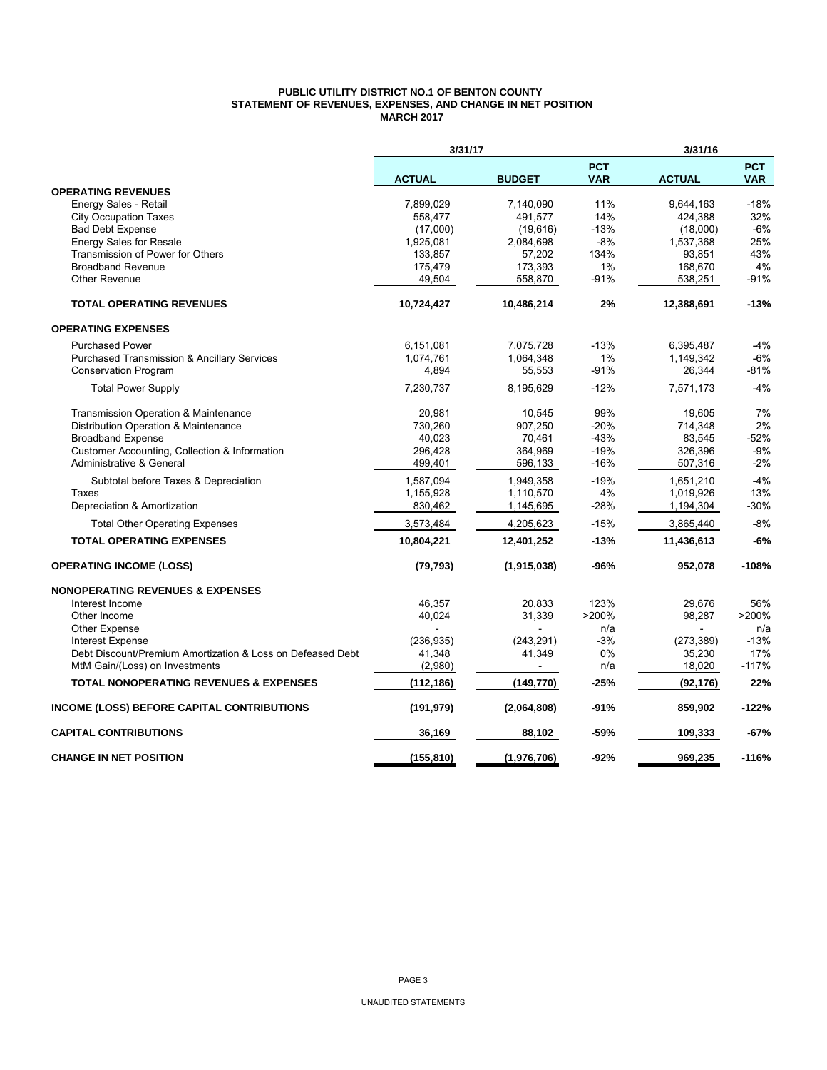**PUBLIC UTILITY DISTRICT NO.1 OF BENTON COUNTY**
**STATEMENT OF REVENUES, EXPENSES, AND CHANGE IN NET POSITION**
**MARCH 2017**

| | 3/31/17 | | | 3/31/16 | |
|---|---|---|---|---|---|
| | **ACTUAL** | **BUDGET** | **PCT VAR** | **ACTUAL** | **PCT VAR** |
| **OPERATING REVENUES** | | | | | |
| Energy Sales - Retail | 7,899,029 | 7,140,090 | 11% | 9,644,163 | -18% |
| City Occupation Taxes | 558,477 | 491,577 | 14% | 424,388 | 32% |
| Bad Debt Expense | (17,000) | (19,616) | -13% | (18,000) | -6% |
| Energy Sales for Resale | 1,925,081 | 2,084,698 | -8% | 1,537,368 | 25% |
| Transmission of Power for Others | 133,857 | 57,202 | 134% | 93,851 | 43% |
| Broadband Revenue | 175,479 | 173,393 | 1% | 168,670 | 4% |
| Other Revenue | 49,504 | 558,870 | -91% | 538,251 | -91% |
| **TOTAL OPERATING REVENUES** | **10,724,427** | **10,486,214** | **2%** | **12,388,691** | **-13%** |
| **OPERATING EXPENSES** | | | | | |
| Purchased Power | 6,151,081 | 7,075,728 | -13% | 6,395,487 | -4% |
| Purchased Transmission & Ancillary Services | 1,074,761 | 1,064,348 | 1% | 1,149,342 | -6% |
| Conservation Program | 4,894 | 55,553 | -91% | 26,344 | -81% |
| Total Power Supply | 7,230,737 | 8,195,629 | -12% | 7,571,173 | -4% |
| Transmission Operation & Maintenance | 20,981 | 10,545 | 99% | 19,605 | 7% |
| Distribution Operation & Maintenance | 730,260 | 907,250 | -20% | 714,348 | 2% |
| Broadband Expense | 40,023 | 70,461 | -43% | 83,545 | -52% |
| Customer Accounting, Collection & Information | 296,428 | 364,969 | -19% | 326,396 | -9% |
| Administrative & General | 499,401 | 596,133 | -16% | 507,316 | -2% |
| Subtotal before Taxes & Depreciation | 1,587,094 | 1,949,358 | -19% | 1,651,210 | -4% |
| Taxes | 1,155,928 | 1,110,570 | 4% | 1,019,926 | 13% |
| Depreciation & Amortization | 830,462 | 1,145,695 | -28% | 1,194,304 | -30% |
| Total Other Operating Expenses | 3,573,484 | 4,205,623 | -15% | 3,865,440 | -8% |
| **TOTAL OPERATING EXPENSES** | **10,804,221** | **12,401,252** | **-13%** | **11,436,613** | **-6%** |
| **OPERATING INCOME (LOSS)** | **(79,793)** | **(1,915,038)** | **-96%** | **952,078** | **-108%** |
| **NONOPERATING REVENUES & EXPENSES** | | | | | |
| Interest Income | 46,357 | 20,833 | 123% | 29,676 | 56% |
| Other Income | 40,024 | 31,339 | >200% | 98,287 | >200% |
| Other Expense | - | - | n/a | - | n/a |
| Interest Expense | (236,935) | (243,291) | -3% | (273,389) | -13% |
| Debt Discount/Premium Amortization & Loss on Defeased Debt | 41,348 | 41,349 | 0% | 35,230 | 17% |
| MtM Gain/(Loss) on Investments | (2,980) | - | n/a | 18,020 | -117% |
| **TOTAL NONOPERATING REVENUES & EXPENSES** | **(112,186)** | **(149,770)** | **-25%** | **(92,176)** | **22%** |
| **INCOME (LOSS) BEFORE CAPITAL CONTRIBUTIONS** | **(191,979)** | **(2,064,808)** | **-91%** | **859,902** | **-122%** |
| **CAPITAL CONTRIBUTIONS** | **36,169** | **88,102** | **-59%** | **109,333** | **-67%** |
| **CHANGE IN NET POSITION** | **(155,810)** | **(1,976,706)** | **-92%** | **969,235** | **-116%** |

UNAUDITED STATEMENTS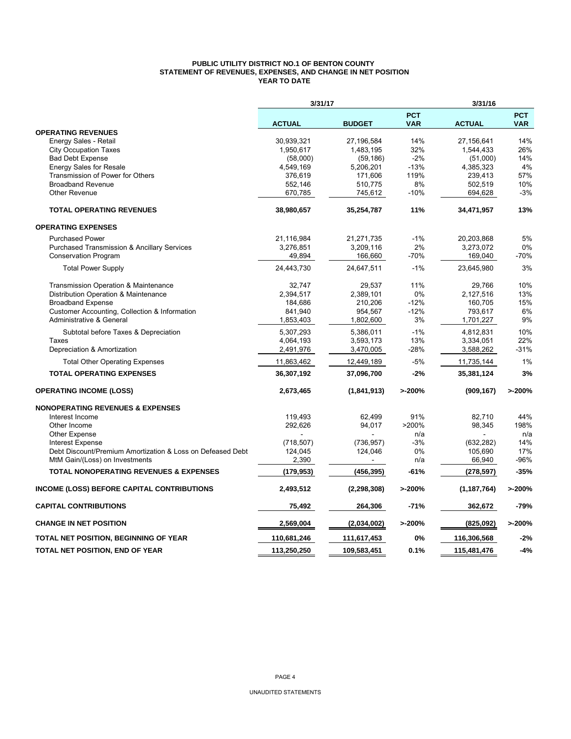# PUBLIC UTILITY DISTRICT NO.1 OF BENTON COUNTY
## STATEMENT OF REVENUES, EXPENSES, AND CHANGE IN NET POSITION
### YEAR TO DATE

| | 3/31/17 | | | 3/31/16 | |
|---|---|---|---|---|---|
| | ACTUAL | BUDGET | PCT VAR | ACTUAL | PCT VAR |
| **OPERATING REVENUES** | | | | | |
| Energy Sales - Retail | 30,939,321 | 27,196,584 | 14% | 27,156,641 | 14% |
| City Occupation Taxes | 1,950,617 | 1,483,195 | 32% | 1,544,433 | 26% |
| Bad Debt Expense | (58,000) | (59,186) | -2% | (51,000) | 14% |
| Energy Sales for Resale | 4,549,169 | 5,206,201 | -13% | 4,385,323 | 4% |
| Transmission of Power for Others | 376,619 | 171,606 | 119% | 239,413 | 57% |
| Broadband Revenue | 552,146 | 510,775 | 8% | 502,519 | 10% |
| Other Revenue | 670,785 | 745,612 | -10% | 694,628 | -3% |
| **TOTAL OPERATING REVENUES** | **38,980,657** | **35,254,787** | **11%** | **34,471,957** | **13%** |
| **OPERATING EXPENSES** | | | | | |
| Purchased Power | 21,116,984 | 21,271,735 | -1% | 20,203,868 | 5% |
| Purchased Transmission & Ancillary Services | 3,276,851 | 3,209,116 | 2% | 3,273,072 | 0% |
| Conservation Program | 49,894 | 166,660 | -70% | 169,040 | -70% |
| Total Power Supply | 24,443,730 | 24,647,511 | -1% | 23,645,980 | 3% |
| Transmission Operation & Maintenance | 32,747 | 29,537 | 11% | 29,766 | 10% |
| Distribution Operation & Maintenance | 2,394,517 | 2,389,101 | 0% | 2,127,516 | 13% |
| Broadband Expense | 184,686 | 210,206 | -12% | 160,705 | 15% |
| Customer Accounting, Collection & Information | 841,940 | 954,567 | -12% | 793,617 | 6% |
| Administrative & General | 1,853,403 | 1,802,600 | 3% | 1,701,227 | 9% |
| Subtotal before Taxes & Depreciation | 5,307,293 | 5,386,011 | -1% | 4,812,831 | 10% |
| Taxes | 4,064,193 | 3,593,173 | 13% | 3,334,051 | 22% |
| Depreciation & Amortization | 2,491,976 | 3,470,005 | -28% | 3,588,262 | -31% |
| Total Other Operating Expenses | 11,863,462 | 12,449,189 | -5% | 11,735,144 | 1% |
| **TOTAL OPERATING EXPENSES** | **36,307,192** | **37,096,700** | **-2%** | **35,381,124** | **3%** |
| **OPERATING INCOME (LOSS)** | **2,673,465** | **(1,841,913)** | **>-200%** | **(909,167)** | **>-200%** |
| **NONOPERATING REVENUES & EXPENSES** | | | | | |
| Interest Income | 119,493 | 62,499 | 91% | 82,710 | 44% |
| Other Income | 292,626 | 94,017 | >200% | 98,345 | 198% |
| Other Expense | - | - | n/a | - | n/a |
| Interest Expense | (718,507) | (736,957) | -3% | (632,282) | 14% |
| Debt Discount/Premium Amortization & Loss on Defeased Debt | 124,045 | 124,046 | 0% | 105,690 | 17% |
| MtM Gain/(Loss) on Investments | 2,390 | - | n/a | 66,940 | -96% |
| **TOTAL NONOPERATING REVENUES & EXPENSES** | **(179,953)** | **(456,395)** | **-61%** | **(278,597)** | **-35%** |
| **INCOME (LOSS) BEFORE CAPITAL CONTRIBUTIONS** | **2,493,512** | **(2,298,308)** | **>-200%** | **(1,187,764)** | **>-200%** |
| **CAPITAL CONTRIBUTIONS** | **75,492** | **264,306** | **-71%** | **362,672** | **-79%** |
| **CHANGE IN NET POSITION** | **2,569,004** | **(2,034,002)** | **>-200%** | **(825,092)** | **>-200%** |
| **TOTAL NET POSITION, BEGINNING OF YEAR** | **110,681,246** | **111,617,453** | **0%** | **116,306,568** | **-2%** |
| **TOTAL NET POSITION, END OF YEAR** | **113,250,250** | **109,583,451** | **0.1%** | **115,481,476** | **-4%** |

UNAUDITED STATEMENTS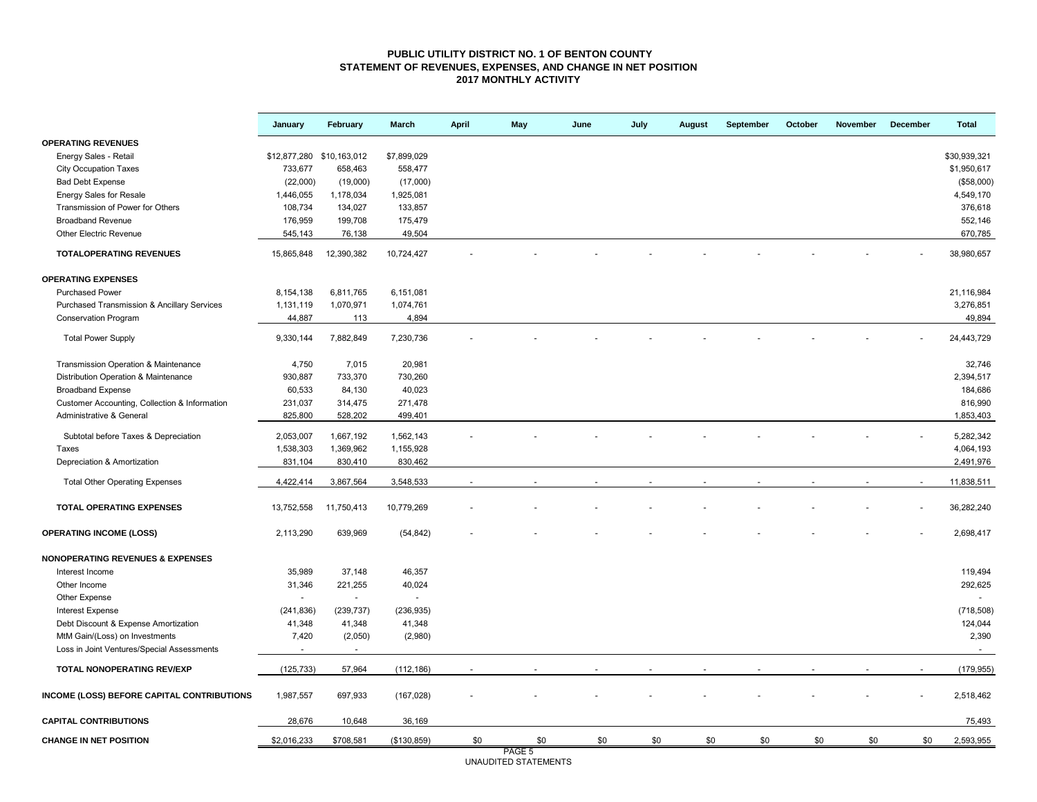# PUBLIC UTILITY DISTRICT NO. 1 OF BENTON COUNTY
## STATEMENT OF REVENUES, EXPENSES, AND CHANGE IN NET POSITION
### 2017 MONTHLY ACTIVITY

| | January | February | March | April | May | June | July | August | September | October | November | December | Total |
|---|---|---|---|---|---|---|---|---|---|---|---|---|---|
| **OPERATING REVENUES** | | | | | | | | | | | | | |
| Energy Sales - Retail | $12,877,280 | $10,163,012 | $7,899,029 | | | | | | | | | | $30,939,321 |
| City Occupation Taxes | 733,677 | 658,463 | 558,477 | | | | | | | | | | $1,950,617 |
| Bad Debt Expense | (22,000) | (19,000) | (17,000) | | | | | | | | | | ($58,000) |
| Energy Sales for Resale | 1,446,055 | 1,178,034 | 1,925,081 | | | | | | | | | | 4,549,170 |
| Transmission of Power for Others | 108,734 | 134,027 | 133,857 | | | | | | | | | | 376,618 |
| Broadband Revenue | 176,959 | 199,708 | 175,479 | | | | | | | | | | 552,146 |
| Other Electric Revenue | 545,143 | 76,138 | 49,504 | | | | | | | | | | 670,785 |
| **TOTALOPERATING REVENUES** | 15,865,848 | 12,390,382 | 10,724,427 | - | - | - | - | - | - | - | - | - | 38,980,657 |
| **OPERATING EXPENSES** | | | | | | | | | | | | | |
| Purchased Power | 8,154,138 | 6,811,765 | 6,151,081 | | | | | | | | | | 21,116,984 |
| Purchased Transmission & Ancillary Services | 1,131,119 | 1,070,971 | 1,074,761 | | | | | | | | | | 3,276,851 |
| Conservation Program | 44,887 | 113 | 4,894 | | | | | | | | | | 49,894 |
| Total Power Supply | 9,330,144 | 7,882,849 | 7,230,736 | - | - | - | - | - | - | - | - | - | 24,443,729 |
| Transmission Operation & Maintenance | 4,750 | 7,015 | 20,981 | | | | | | | | | | 32,746 |
| Distribution Operation & Maintenance | 930,887 | 733,370 | 730,260 | | | | | | | | | | 2,394,517 |
| Broadband Expense | 60,533 | 84,130 | 40,023 | | | | | | | | | | 184,686 |
| Customer Accounting, Collection & Information | 231,037 | 314,475 | 271,478 | | | | | | | | | | 816,990 |
| Administrative & General | 825,800 | 528,202 | 499,401 | | | | | | | | | | 1,853,403 |
| Subtotal before Taxes & Depreciation | 2,053,007 | 1,667,192 | 1,562,143 | - | - | - | - | - | - | - | - | - | 5,282,342 |
| Taxes | 1,538,303 | 1,369,962 | 1,155,928 | | | | | | | | | | 4,064,193 |
| Depreciation & Amortization | 831,104 | 830,410 | 830,462 | | | | | | | | | | 2,491,976 |
| Total Other Operating Expenses | 4,422,414 | 3,867,564 | 3,548,533 | - | - | - | - | - | - | - | - | - | 11,838,511 |
| **TOTAL OPERATING EXPENSES** | 13,752,558 | 11,750,413 | 10,779,269 | - | - | - | - | - | - | - | - | - | 36,282,240 |
| **OPERATING INCOME (LOSS)** | 2,113,290 | 639,969 | (54,842) | - | - | - | - | - | - | - | - | - | 2,698,417 |
| **NONOPERATING REVENUES & EXPENSES** | | | | | | | | | | | | | |
| Interest Income | 35,989 | 37,148 | 46,357 | | | | | | | | | | 119,494 |
| Other Income | 31,346 | 221,255 | 40,024 | | | | | | | | | | 292,625 |
| Other Expense | - | - | - | | | | | | | | | | - |
| Interest Expense | (241,836) | (239,737) | (236,935) | | | | | | | | | | (718,508) |
| Debt Discount & Expense Amortization | 41,348 | 41,348 | 41,348 | | | | | | | | | | 124,044 |
| MtM Gain/(Loss) on Investments | 7,420 | (2,050) | (2,980) | | | | | | | | | | 2,390 |
| Loss in Joint Ventures/Special Assessments | - | - | | | | | | | | | | | - |
| **TOTAL NONOPERATING REV/EXP** | (125,733) | 57,964 | (112,186) | - | - | - | - | - | - | - | - | - | (179,955) |
| **INCOME (LOSS) BEFORE CAPITAL CONTRIBUTIONS** | 1,987,557 | 697,933 | (167,028) | - | - | - | - | - | - | - | - | - | 2,518,462 |
| **CAPITAL CONTRIBUTIONS** | 28,676 | 10,648 | 36,169 | | | | | | | | | | 75,493 |
| **CHANGE IN NET POSITION** | $2,016,233 | $708,581 | ($130,859) | $0 | $0 | $0 | $0 | $0 | $0 | $0 | $0 | $0 | 2,593,955 |

UNAUDITED STATEMENTS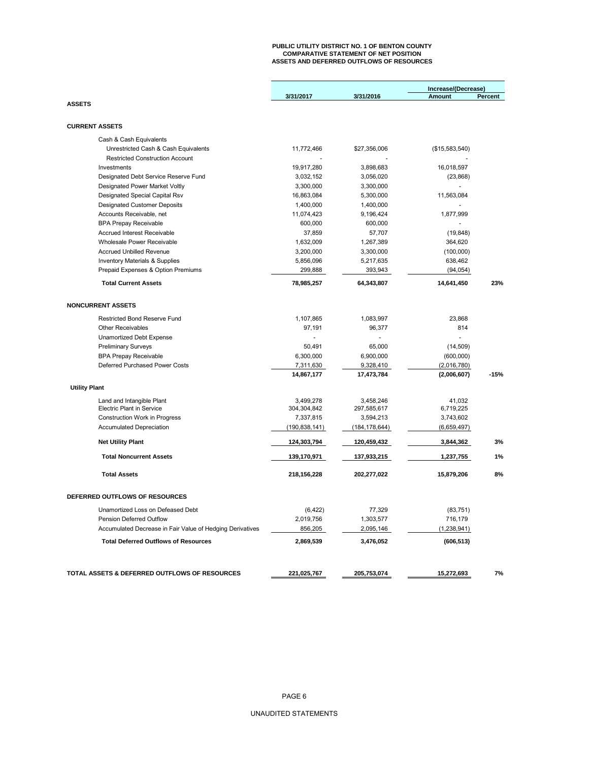# PUBLIC UTILITY DISTRICT NO. 1 OF BENTON COUNTY
## COMPARATIVE STATEMENT OF NET POSITION
## ASSETS AND DEFERRED OUTFLOWS OF RESOURCES

| | 3/31/2017 | 3/31/2016 | Increase/(Decrease) Amount | Percent |
|---|---|---|---|---|
| **ASSETS** | | | | |
| **CURRENT ASSETS** | | | | |
| Cash & Cash Equivalents | | | | |
| Unrestricted Cash & Cash Equivalents | 11,772,466 | $27,356,006 | ($15,583,540) | |
| Restricted Construction Account | - | - | - | |
| Investments | 19,917,280 | 3,898,683 | 16,018,597 | |
| Designated Debt Service Reserve Fund | 3,032,152 | 3,056,020 | (23,868) | |
| Designated Power Market Voltly | 3,300,000 | 3,300,000 | - | |
| Designated Special Capital Rsv | 16,863,084 | 5,300,000 | 11,563,084 | |
| Designated Customer Deposits | 1,400,000 | 1,400,000 | - | |
| Accounts Receivable, net | 11,074,423 | 9,196,424 | 1,877,999 | |
| BPA Prepay Receivable | 600,000 | 600,000 | - | |
| Accrued Interest Receivable | 37,859 | 57,707 | (19,848) | |
| Wholesale Power Receivable | 1,632,009 | 1,267,389 | 364,620 | |
| Accrued Unbilled Revenue | 3,200,000 | 3,300,000 | (100,000) | |
| Inventory Materials & Supplies | 5,856,096 | 5,217,635 | 638,462 | |
| Prepaid Expenses & Option Premiums | 299,888 | 393,943 | (94,054) | |
| **Total Current Assets** | **78,985,257** | **64,343,807** | **14,641,450** | **23%** |
| **NONCURRENT ASSETS** | | | | |
| Restricted Bond Reserve Fund | 1,107,865 | 1,083,997 | 23,868 | |
| Other Receivables | 97,191 | 96,377 | 814 | |
| Unamortized Debt Expense | - | - | - | |
| Preliminary Surveys | 50,491 | 65,000 | (14,509) | |
| BPA Prepay Receivable | 6,300,000 | 6,900,000 | (600,000) | |
| Deferred Purchased Power Costs | 7,311,630 | 9,328,410 | (2,016,780) | |
| | **14,867,177** | **17,473,784** | **(2,006,607)** | **-15%** |
| **Utility Plant** | | | | |
| Land and Intangible Plant | 3,499,278 | 3,458,246 | 41,032 | |
| Electric Plant in Service | 304,304,842 | 297,585,617 | 6,719,225 | |
| Construction Work in Progress | 7,337,815 | 3,594,213 | 3,743,602 | |
| Accumulated Depreciation | (190,838,141) | (184,178,644) | (6,659,497) | |
| **Net Utility Plant** | **124,303,794** | **120,459,432** | **3,844,362** | **3%** |
| **Total Noncurrent Assets** | **139,170,971** | **137,933,215** | **1,237,755** | **1%** |
| **Total Assets** | **218,156,228** | **202,277,022** | **15,879,206** | **8%** |
| **DEFERRED OUTFLOWS OF RESOURCES** | | | | |
| Unamortized Loss on Defeased Debt | (6,422) | 77,329 | (83,751) | |
| Pension Deferred Outflow | 2,019,756 | 1,303,577 | 716,179 | |
| Accumulated Decrease in Fair Value of Hedging Derivatives | 856,205 | 2,095,146 | (1,238,941) | |
| **Total Deferred Outflows of Resources** | **2,869,539** | **3,476,052** | **(606,513)** | |
| **TOTAL ASSETS & DEFERRED OUTFLOWS OF RESOURCES** | **221,025,767** | **205,753,074** | **15,272,693** | **7%** |

UNAUDITED STATEMENTS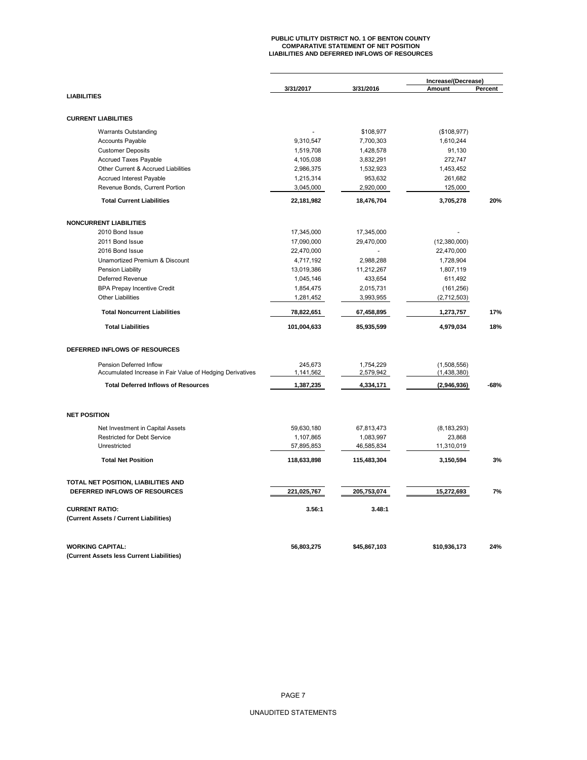**PUBLIC UTILITY DISTRICT NO. 1 OF BENTON COUNTY**
**COMPARATIVE STATEMENT OF NET POSITION**
**LIABILITIES AND DEFERRED INFLOWS OF RESOURCES**

| | 3/31/2017 | 3/31/2016 | Increase/(Decrease) Amount | Percent |
|---|---|---|---|---|
| **LIABILITIES** | | | | |
| **CURRENT LIABILITIES** | | | | |
| Warrants Outstanding | - | \$108,977 | (\$108,977) | |
| Accounts Payable | 9,310,547 | 7,700,303 | 1,610,244 | |
| Customer Deposits | 1,519,708 | 1,428,578 | 91,130 | |
| Accrued Taxes Payable | 4,105,038 | 3,832,291 | 272,747 | |
| Other Current & Accrued Liabilities | 2,986,375 | 1,532,923 | 1,453,452 | |
| Accrued Interest Payable | 1,215,314 | 953,632 | 261,682 | |
| Revenue Bonds, Current Portion | 3,045,000 | 2,920,000 | 125,000 | |
| **Total Current Liabilities** | **22,181,982** | **18,476,704** | **3,705,278** | **20%** |
| **NONCURRENT LIABILITIES** | | | | |
| 2010 Bond Issue | 17,345,000 | 17,345,000 | - | |
| 2011 Bond Issue | 17,090,000 | 29,470,000 | (12,380,000) | |
| 2016 Bond Issue | 22,470,000 | - | 22,470,000 | |
| Unamortized Premium & Discount | 4,717,192 | 2,988,288 | 1,728,904 | |
| Pension Liability | 13,019,386 | 11,212,267 | 1,807,119 | |
| Deferred Revenue | 1,045,146 | 433,654 | 611,492 | |
| BPA Prepay Incentive Credit | 1,854,475 | 2,015,731 | (161,256) | |
| Other Liabilities | 1,281,452 | 3,993,955 | (2,712,503) | |
| **Total Noncurrent Liabilities** | **78,822,651** | **67,458,895** | **1,273,757** | **17%** |
| **Total Liabilities** | **101,004,633** | **85,935,599** | **4,979,034** | **18%** |
| **DEFERRED INFLOWS OF RESOURCES** | | | | |
| Pension Deferred Inflow | 245,673 | 1,754,229 | (1,508,556) | |
| Accumulated Increase in Fair Value of Hedging Derivatives | 1,141,562 | 2,579,942 | (1,438,380) | |
| **Total Deferred Inflows of Resources** | **1,387,235** | **4,334,171** | **(2,946,936)** | **-68%** |
| **NET POSITION** | | | | |
| Net Investment in Capital Assets | 59,630,180 | 67,813,473 | (8,183,293) | |
| Restricted for Debt Service | 1,107,865 | 1,083,997 | 23,868 | |
| Unrestricted | 57,895,853 | 46,585,834 | 11,310,019 | |
| **Total Net Position** | **118,633,898** | **115,483,304** | **3,150,594** | **3%** |
| **TOTAL NET POSITION, LIABILITIES AND DEFERRED INFLOWS OF RESOURCES** | **221,025,767** | **205,753,074** | **15,272,693** | **7%** |
| **CURRENT RATIO:** **(Current Assets / Current Liabilities)** | **3.56:1** | **3.48:1** | | |
| **WORKING CAPITAL:** **(Current Assets less Current Liabilities)** | **56,803,275** | **\$45,867,103** | **\$10,936,173** | **24%** |

UNAUDITED STATEMENTS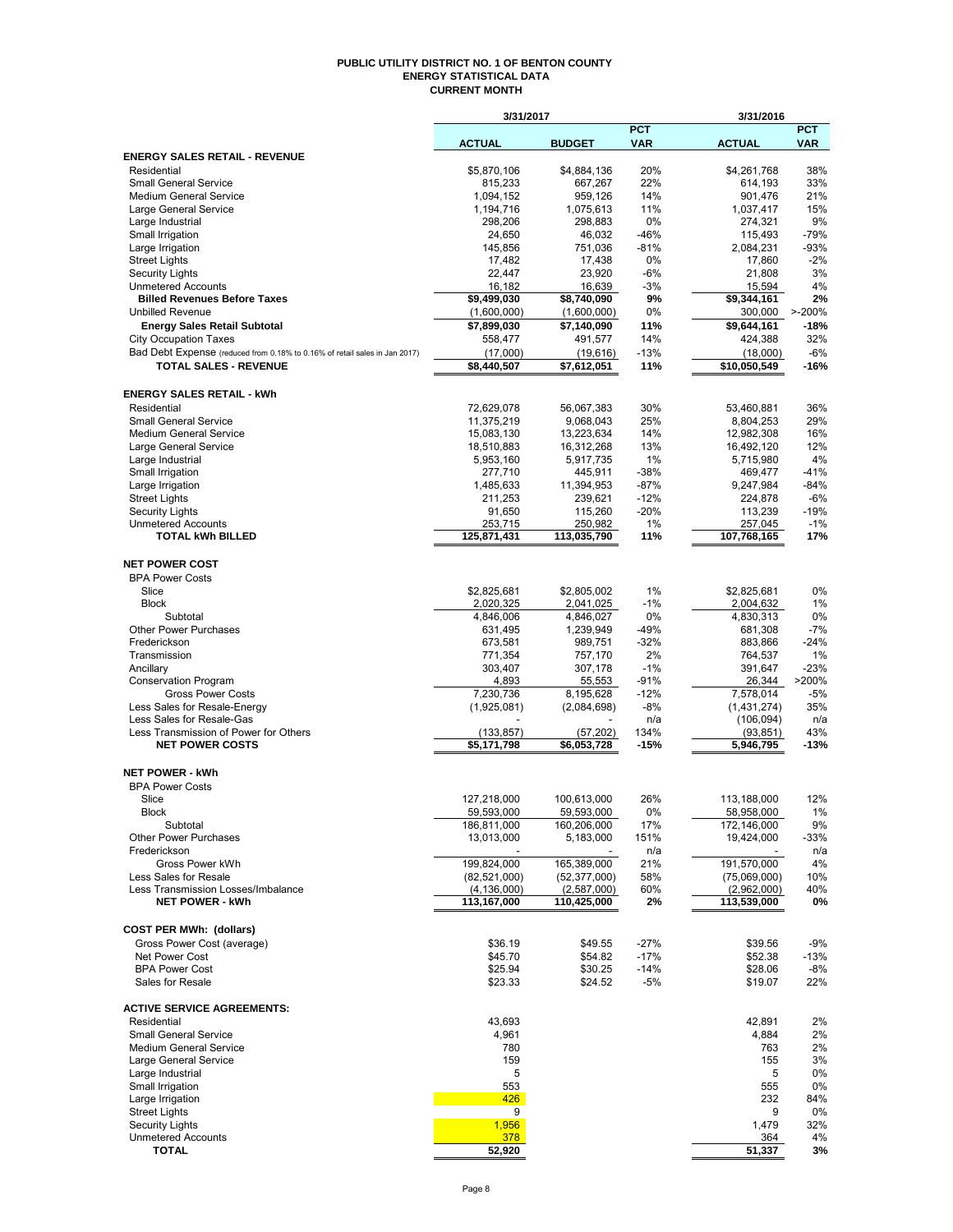# PUBLIC UTILITY DISTRICT NO. 1 OF BENTON COUNTY
## ENERGY STATISTICAL DATA
### CURRENT MONTH

| | 3/31/2017 | | | 3/31/2016 | |
|---|---|---|---|---|---|
| | ACTUAL | BUDGET | PCT VAR | ACTUAL | PCT VAR |
| **ENERGY SALES RETAIL - REVENUE** | | | | | |
| Residential | $5,870,106 | $4,884,136 | 20% | $4,261,768 | 38% |
| Small General Service | 815,233 | 667,267 | 22% | 614,193 | 33% |
| Medium General Service | 1,094,152 | 959,126 | 14% | 901,476 | 21% |
| Large General Service | 1,194,716 | 1,075,613 | 11% | 1,037,417 | 15% |
| Large Industrial | 298,206 | 298,883 | 0% | 274,321 | 9% |
| Small Irrigation | 24,650 | 46,032 | -46% | 115,493 | -79% |
| Large Irrigation | 145,856 | 751,036 | -81% | 2,084,231 | -93% |
| Street Lights | 17,482 | 17,438 | 0% | 17,860 | -2% |
| Security Lights | 22,447 | 23,920 | -6% | 21,808 | 3% |
| Unmetered Accounts | 16,182 | 16,639 | -3% | 15,594 | 4% |
| **Billed Revenues Before Taxes** | **$9,499,030** | **$8,740,090** | **9%** | **$9,344,161** | **2%** |
| Unbilled Revenue | (1,600,000) | (1,600,000) | 0% | 300,000 | >-200% |
| **Energy Sales Retail Subtotal** | **$7,899,030** | **$7,140,090** | **11%** | **$9,644,161** | **-18%** |
| City Occupation Taxes | 558,477 | 491,577 | 14% | 424,388 | 32% |
| Bad Debt Expense (reduced from 0.18% to 0.16% of retail sales in Jan 2017) | (17,000) | (19,616) | -13% | (18,000) | -6% |
| **TOTAL SALES - REVENUE** | **$8,440,507** | **$7,612,051** | **11%** | **$10,050,549** | **-16%** |
| | | | | | |
| **ENERGY SALES RETAIL - kWh** | | | | | |
| Residential | 72,629,078 | 56,067,383 | 30% | 53,460,881 | 36% |
| Small General Service | 11,375,219 | 9,068,043 | 25% | 8,804,253 | 29% |
| Medium General Service | 15,083,130 | 13,223,634 | 14% | 12,982,308 | 16% |
| Large General Service | 18,510,883 | 16,312,268 | 13% | 16,492,120 | 12% |
| Large Industrial | 5,953,160 | 5,917,735 | 1% | 5,715,980 | 4% |
| Small Irrigation | 277,710 | 445,911 | -38% | 469,477 | -41% |
| Large Irrigation | 1,485,633 | 11,394,953 | -87% | 9,247,984 | -84% |
| Street Lights | 211,253 | 239,621 | -12% | 224,878 | -6% |
| Security Lights | 91,650 | 115,260 | -20% | 113,239 | -19% |
| Unmetered Accounts | 253,715 | 250,982 | 1% | 257,045 | -1% |
| **TOTAL kWh BILLED** | **125,871,431** | **113,035,790** | **11%** | **107,768,165** | **17%** |
| | | | | | |
| **NET POWER COST** | | | | | |
| BPA Power Costs | | | | | |
| Slice | $2,825,681 | $2,805,002 | 1% | $2,825,681 | 0% |
| Block | 2,020,325 | 2,041,025 | -1% | 2,004,632 | 1% |
| Subtotal | 4,846,006 | 4,846,027 | 0% | 4,830,313 | 0% |
| Other Power Purchases | 631,495 | 1,239,949 | -49% | 681,308 | -7% |
| Frederickson | 673,581 | 989,751 | -32% | 883,866 | -24% |
| Transmission | 771,354 | 757,170 | 2% | 764,537 | 1% |
| Ancillary | 303,407 | 307,178 | -1% | 391,647 | -23% |
| Conservation Program | 4,893 | 55,553 | -91% | 26,344 | >200% |
| Gross Power Costs | 7,230,736 | 8,195,628 | -12% | 7,578,014 | -5% |
| Less Sales for Resale-Energy | (1,925,081) | (2,084,698) | -8% | (1,431,274) | 35% |
| Less Sales for Resale-Gas | - | - | n/a | (106,094) | n/a |
| Less Transmission of Power for Others | (133,857) | (57,202) | 134% | (93,851) | 43% |
| **NET POWER COSTS** | **$5,171,798** | **$6,053,728** | **-15%** | **5,946,795** | **-13%** |
| | | | | | |
| **NET POWER - kWh** | | | | | |
| BPA Power Costs | | | | | |
| Slice | 127,218,000 | 100,613,000 | 26% | 113,188,000 | 12% |
| Block | 59,593,000 | 59,593,000 | 0% | 58,958,000 | 1% |
| Subtotal | 186,811,000 | 160,206,000 | 17% | 172,146,000 | 9% |
| Other Power Purchases | 13,013,000 | 5,183,000 | 151% | 19,424,000 | -33% |
| Frederickson | - | - | n/a | - | n/a |
| Gross Power kWh | 199,824,000 | 165,389,000 | 21% | 191,570,000 | 4% |
| Less Sales for Resale | (82,521,000) | (52,377,000) | 58% | (75,069,000) | 10% |
| Less Transmission Losses/Imbalance | (4,136,000) | (2,587,000) | 60% | (2,962,000) | 40% |
| **NET POWER - kWh** | **113,167,000** | **110,425,000** | **2%** | **113,539,000** | **0%** |
| | | | | | |
| **COST PER MWh: (dollars)** | | | | | |
| Gross Power Cost (average) | $36.19 | $49.55 | -27% | $39.56 | -9% |
| Net Power Cost | $45.70 | $54.82 | -17% | $52.38 | -13% |
| BPA Power Cost | $25.94 | $30.25 | -14% | $28.06 | -8% |
| Sales for Resale | $23.33 | $24.52 | -5% | $19.07 | 22% |
| | | | | | |
| **ACTIVE SERVICE AGREEMENTS:** | | | | | |
| Residential | 43,693 | | | 42,891 | 2% |
| Small General Service | 4,961 | | | 4,884 | 2% |
| Medium General Service | 780 | | | 763 | 2% |
| Large General Service | 159 | | | 155 | 3% |
| Large Industrial | 5 | | | 5 | 0% |
| Small Irrigation | 553 | | | 555 | 0% |
| Large Irrigation | 426 | | | 232 | 84% |
| Street Lights | 9 | | | 9 | 0% |
| Security Lights | 1,956 | | | 1,479 | 32% |
| Unmetered Accounts | 378 | | | 364 | 4% |
| **TOTAL** | **52,920** | | | **51,337** | **3%** |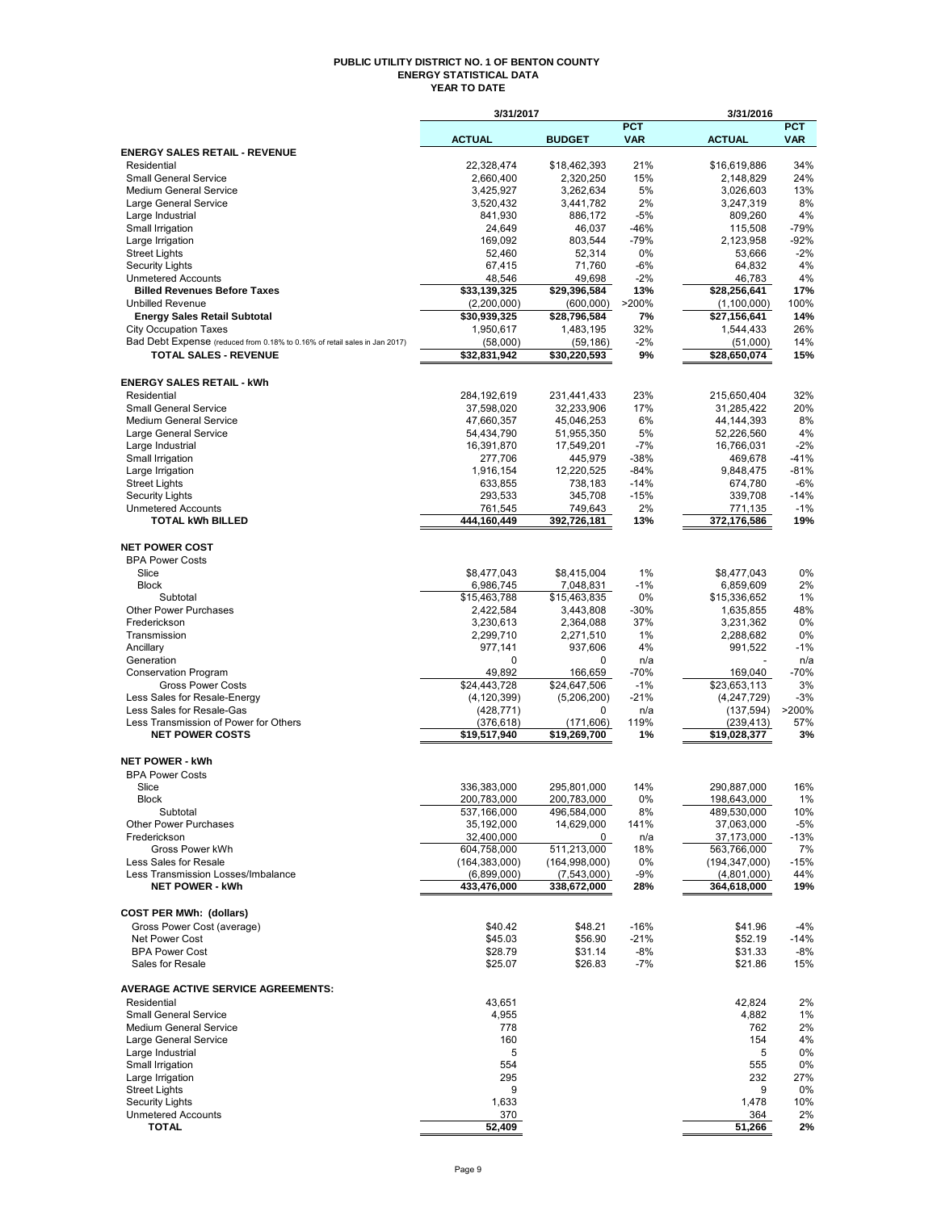**PUBLIC UTILITY DISTRICT NO. 1 OF BENTON COUNTY**
**ENERGY STATISTICAL DATA**
**YEAR TO DATE**

| | 3/31/2017 | | | 3/31/2016 | |
|---|---|---|---|---|---|
| | ACTUAL | BUDGET | PCT VAR | ACTUAL | PCT VAR |
| **ENERGY SALES RETAIL - REVENUE** | | | | | |
| Residential | 22,328,474 | $18,462,393 | 21% | $16,619,886 | 34% |
| Small General Service | 2,660,400 | 2,320,250 | 15% | 2,148,829 | 24% |
| Medium General Service | 3,425,927 | 3,262,634 | 5% | 3,026,603 | 13% |
| Large General Service | 3,520,432 | 3,441,782 | 2% | 3,247,319 | 8% |
| Large Industrial | 841,930 | 886,172 | -5% | 809,260 | 4% |
| Small Irrigation | 24,649 | 46,037 | -46% | 115,508 | -79% |
| Large Irrigation | 169,092 | 803,544 | -79% | 2,123,958 | -92% |
| Street Lights | 52,460 | 52,314 | 0% | 53,666 | -2% |
| Security Lights | 67,415 | 71,760 | -6% | 64,832 | 4% |
| Unmetered Accounts | 48,546 | 49,698 | -2% | 46,783 | 4% |
| **Billed Revenues Before Taxes** | **$33,139,325** | **$29,396,584** | **13%** | **$28,256,641** | **17%** |
| Unbilled Revenue | (2,200,000) | (600,000) | >200% | (1,100,000) | 100% |
| **Energy Sales Retail Subtotal** | **$30,939,325** | **$28,796,584** | **7%** | **$27,156,641** | **14%** |
| City Occupation Taxes | 1,950,617 | 1,483,195 | 32% | 1,544,433 | 26% |
| Bad Debt Expense (reduced from 0.18% to 0.16% of retail sales in Jan 2017) | (58,000) | (59,186) | -2% | (51,000) | 14% |
| **TOTAL SALES - REVENUE** | **$32,831,942** | **$30,220,593** | **9%** | **$28,650,074** | **15%** |
| | | | | | |
| **ENERGY SALES RETAIL - kWh** | | | | | |
| Residential | 284,192,619 | 231,441,433 | 23% | 215,650,404 | 32% |
| Small General Service | 37,598,020 | 32,233,906 | 17% | 31,285,422 | 20% |
| Medium General Service | 47,660,357 | 45,046,253 | 6% | 44,144,393 | 8% |
| Large General Service | 54,434,790 | 51,955,350 | 5% | 52,226,560 | 4% |
| Large Industrial | 16,391,870 | 17,549,201 | -7% | 16,766,031 | -2% |
| Small Irrigation | 277,706 | 445,979 | -38% | 469,678 | -41% |
| Large Irrigation | 1,916,154 | 12,220,525 | -84% | 9,848,475 | -81% |
| Street Lights | 633,855 | 738,183 | -14% | 674,780 | -6% |
| Security Lights | 293,533 | 345,708 | -15% | 339,708 | -14% |
| Unmetered Accounts | 761,545 | 749,643 | 2% | 771,135 | -1% |
| **TOTAL kWh BILLED** | **444,160,449** | **392,726,181** | **13%** | **372,176,586** | **19%** |
| | | | | | |
| **NET POWER COST** | | | | | |
| BPA Power Costs | | | | | |
| Slice | $8,477,043 | $8,415,004 | 1% | $8,477,043 | 0% |
| Block | 6,986,745 | 7,048,831 | -1% | 6,859,609 | 2% |
| Subtotal | $15,463,788 | $15,463,835 | 0% | $15,336,652 | 1% |
| Other Power Purchases | 2,422,584 | 3,443,808 | -30% | 1,635,855 | 48% |
| Frederickson | 3,230,613 | 2,364,088 | 37% | 3,231,362 | 0% |
| Transmission | 2,299,710 | 2,271,510 | 1% | 2,288,682 | 0% |
| Ancillary | 977,141 | 937,606 | 4% | 991,522 | -1% |
| Generation | 0 | 0 | n/a | - | n/a |
| Conservation Program | 49,892 | 166,659 | -70% | 169,040 | -70% |
| Gross Power Costs | $24,443,728 | $24,647,506 | -1% | $23,653,113 | 3% |
| Less Sales for Resale-Energy | (4,120,399) | (5,206,200) | -21% | (4,247,729) | -3% |
| Less Sales for Resale-Gas | (428,771) | 0 | n/a | (137,594) | >200% |
| Less Transmission of Power for Others | (376,618) | (171,606) | 119% | (239,413) | 57% |
| **NET POWER COSTS** | **$19,517,940** | **$19,269,700** | **1%** | **$19,028,377** | **3%** |
| | | | | | |
| **NET POWER - kWh** | | | | | |
| BPA Power Costs | | | | | |
| Slice | 336,383,000 | 295,801,000 | 14% | 290,887,000 | 16% |
| Block | 200,783,000 | 200,783,000 | 0% | 198,643,000 | 1% |
| Subtotal | 537,166,000 | 496,584,000 | 8% | 489,530,000 | 10% |
| Other Power Purchases | 35,192,000 | 14,629,000 | 141% | 37,063,000 | -5% |
| Frederickson | 32,400,000 | 0 | n/a | 37,173,000 | -13% |
| Gross Power kWh | 604,758,000 | 511,213,000 | 18% | 563,766,000 | 7% |
| Less Sales for Resale | (164,383,000) | (164,998,000) | 0% | (194,347,000) | -15% |
| Less Transmission Losses/Imbalance | (6,899,000) | (7,543,000) | -9% | (4,801,000) | 44% |
| **NET POWER - kWh** | **433,476,000** | **338,672,000** | **28%** | **364,618,000** | **19%** |
| | | | | | |
| **COST PER MWh: (dollars)** | | | | | |
| Gross Power Cost (average) | $40.42 | $48.21 | -16% | $41.96 | -4% |
| Net Power Cost | $45.03 | $56.90 | -21% | $52.19 | -14% |
| BPA Power Cost | $28.79 | $31.14 | -8% | $31.33 | -8% |
| Sales for Resale | $25.07 | $26.83 | -7% | $21.86 | 15% |
| | | | | | |
| **AVERAGE ACTIVE SERVICE AGREEMENTS:** | | | | | |
| Residential | 43,651 | | | 42,824 | 2% |
| Small General Service | 4,955 | | | 4,882 | 1% |
| Medium General Service | 778 | | | 762 | 2% |
| Large General Service | 160 | | | 154 | 4% |
| Large Industrial | 5 | | | 5 | 0% |
| Small Irrigation | 554 | | | 555 | 0% |
| Large Irrigation | 295 | | | 232 | 27% |
| Street Lights | 9 | | | 9 | 0% |
| Security Lights | 1,633 | | | 1,478 | 10% |
| Unmetered Accounts | 370 | | | 364 | 2% |
| **TOTAL** | **52,409** | | | **51,266** | **2%** |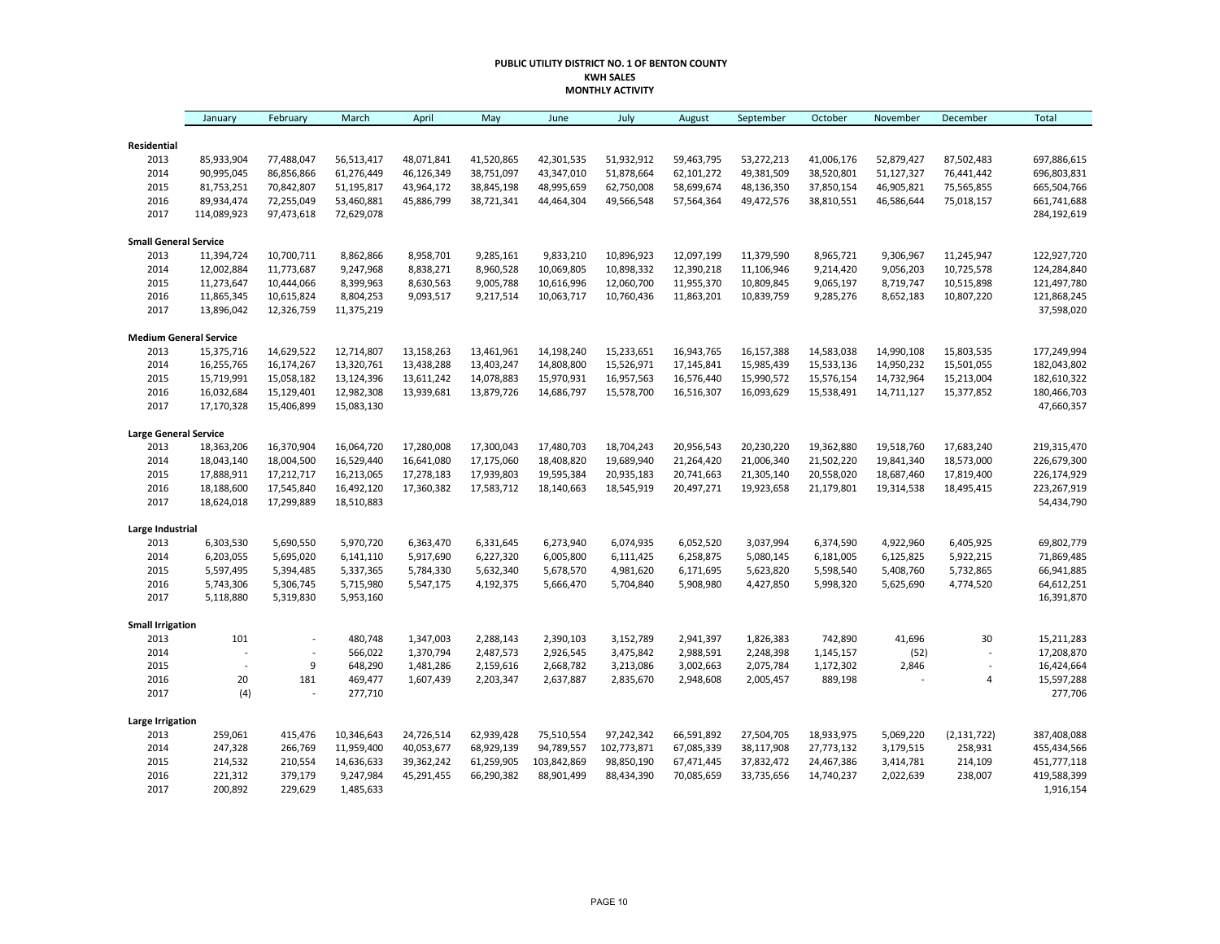# PUBLIC UTILITY DISTRICT NO. 1 OF BENTON COUNTY
## KWH SALES
## MONTHLY ACTIVITY

| | January | February | March | April | May | June | July | August | September | October | November | December | Total |
|---|---|---|---|---|---|---|---|---|---|---|---|---|---|
| **Residential** | | | | | | | | | | | | | |
| 2013 | 85,933,904 | 77,488,047 | 56,513,417 | 48,071,841 | 41,520,865 | 42,301,535 | 51,932,912 | 59,463,795 | 53,272,213 | 41,006,176 | 52,879,427 | 87,502,483 | 697,886,615 |
| 2014 | 90,995,045 | 86,856,866 | 61,276,449 | 46,126,349 | 38,751,097 | 43,347,010 | 51,878,664 | 62,101,272 | 49,381,509 | 38,520,801 | 51,127,327 | 76,441,442 | 696,803,831 |
| 2015 | 81,753,251 | 70,842,807 | 51,195,817 | 43,964,172 | 38,845,198 | 48,995,659 | 62,750,008 | 58,699,674 | 48,136,350 | 37,850,154 | 46,905,821 | 75,565,855 | 665,504,766 |
| 2016 | 89,934,474 | 72,255,049 | 53,460,881 | 45,886,799 | 38,721,341 | 44,464,304 | 49,566,548 | 57,564,364 | 49,472,576 | 38,810,551 | 46,586,644 | 75,018,157 | 661,741,688 |
| 2017 | 114,089,923 | 97,473,618 | 72,629,078 | | | | | | | | | | 284,192,619 |
| **Small General Service** | | | | | | | | | | | | | |
| 2013 | 11,394,724 | 10,700,711 | 8,862,866 | 8,958,701 | 9,285,161 | 9,833,210 | 10,896,923 | 12,097,199 | 11,379,590 | 8,965,721 | 9,306,967 | 11,245,947 | 122,927,720 |
| 2014 | 12,002,884 | 11,773,687 | 9,247,968 | 8,838,271 | 8,960,528 | 10,069,805 | 10,898,332 | 12,390,218 | 11,106,946 | 9,214,420 | 9,056,203 | 10,725,578 | 124,284,840 |
| 2015 | 11,273,647 | 10,444,066 | 8,399,963 | 8,630,563 | 9,005,788 | 10,616,996 | 12,060,700 | 11,955,370 | 10,809,845 | 9,065,197 | 8,719,747 | 10,515,898 | 121,497,780 |
| 2016 | 11,865,345 | 10,615,824 | 8,804,253 | 9,093,517 | 9,217,514 | 10,063,717 | 10,760,436 | 11,863,201 | 10,839,759 | 9,285,276 | 8,652,183 | 10,807,220 | 121,868,245 |
| 2017 | 13,896,042 | 12,326,759 | 11,375,219 | | | | | | | | | | 37,598,020 |
| **Medium General Service** | | | | | | | | | | | | | |
| 2013 | 15,375,716 | 14,629,522 | 12,714,807 | 13,158,263 | 13,461,961 | 14,198,240 | 15,233,651 | 16,943,765 | 16,157,388 | 14,583,038 | 14,990,108 | 15,803,535 | 177,249,994 |
| 2014 | 16,255,765 | 16,174,267 | 13,320,761 | 13,438,288 | 13,403,247 | 14,808,800 | 15,526,971 | 17,145,841 | 15,985,439 | 15,533,136 | 14,950,232 | 15,501,055 | 182,043,802 |
| 2015 | 15,719,991 | 15,058,182 | 13,124,396 | 13,611,242 | 14,078,883 | 15,970,931 | 16,957,563 | 16,576,440 | 15,990,572 | 15,576,154 | 14,732,964 | 15,213,004 | 182,610,322 |
| 2016 | 16,032,684 | 15,129,401 | 12,982,308 | 13,939,681 | 13,879,726 | 14,686,797 | 15,578,700 | 16,516,307 | 16,093,629 | 15,538,491 | 14,711,127 | 15,377,852 | 180,466,703 |
| 2017 | 17,170,328 | 15,406,899 | 15,083,130 | | | | | | | | | | 47,660,357 |
| **Large General Service** | | | | | | | | | | | | | |
| 2013 | 18,363,206 | 16,370,904 | 16,064,720 | 17,280,008 | 17,300,043 | 17,480,703 | 18,704,243 | 20,956,543 | 20,230,220 | 19,362,880 | 19,518,760 | 17,683,240 | 219,315,470 |
| 2014 | 18,043,140 | 18,004,500 | 16,529,440 | 16,641,080 | 17,175,060 | 18,408,820 | 19,689,940 | 21,264,420 | 21,006,340 | 21,502,220 | 19,841,340 | 18,573,000 | 226,679,300 |
| 2015 | 17,888,911 | 17,212,717 | 16,213,065 | 17,278,183 | 17,939,803 | 19,595,384 | 20,935,183 | 20,741,663 | 21,305,140 | 20,558,020 | 18,687,460 | 17,819,400 | 226,174,929 |
| 2016 | 18,188,600 | 17,545,840 | 16,492,120 | 17,360,382 | 17,583,712 | 18,140,663 | 18,545,919 | 20,497,271 | 19,923,658 | 21,179,801 | 19,314,538 | 18,495,415 | 223,267,919 |
| 2017 | 18,624,018 | 17,299,889 | 18,510,883 | | | | | | | | | | 54,434,790 |
| **Large Industrial** | | | | | | | | | | | | | |
| 2013 | 6,303,530 | 5,690,550 | 5,970,720 | 6,363,470 | 6,331,645 | 6,273,940 | 6,074,935 | 6,052,520 | 3,037,994 | 6,374,590 | 4,922,960 | 6,405,925 | 69,802,779 |
| 2014 | 6,203,055 | 5,695,020 | 6,141,110 | 5,917,690 | 6,227,320 | 6,005,800 | 6,111,425 | 6,258,875 | 5,080,145 | 6,181,005 | 6,125,825 | 5,922,215 | 71,869,485 |
| 2015 | 5,597,495 | 5,394,485 | 5,337,365 | 5,784,330 | 5,632,340 | 5,678,570 | 4,981,620 | 6,171,695 | 5,623,820 | 5,598,540 | 5,408,760 | 5,732,865 | 66,941,885 |
| 2016 | 5,743,306 | 5,306,745 | 5,715,980 | 5,547,175 | 4,192,375 | 5,666,470 | 5,704,840 | 5,908,980 | 4,427,850 | 5,998,320 | 5,625,690 | 4,774,520 | 64,612,251 |
| 2017 | 5,118,880 | 5,319,830 | 5,953,160 | | | | | | | | | | 16,391,870 |
| **Small Irrigation** | | | | | | | | | | | | | |
| 2013 | 101 | - | 480,748 | 1,347,003 | 2,288,143 | 2,390,103 | 3,152,789 | 2,941,397 | 1,826,383 | 742,890 | 41,696 | 30 | 15,211,283 |
| 2014 | - | - | 566,022 | 1,370,794 | 2,487,573 | 2,926,545 | 3,475,842 | 2,988,591 | 2,248,398 | 1,145,157 | (52) | - | 17,208,870 |
| 2015 | - | 9 | 648,290 | 1,481,286 | 2,159,616 | 2,668,782 | 3,213,086 | 3,002,663 | 2,075,784 | 1,172,302 | 2,846 | - | 16,424,664 |
| 2016 | 20 | 181 | 469,477 | 1,607,439 | 2,203,347 | 2,637,887 | 2,835,670 | 2,948,608 | 2,005,457 | 889,198 | - | 4 | 15,597,288 |
| 2017 | (4) | - | 277,710 | | | | | | | | | | 277,706 |
| **Large Irrigation** | | | | | | | | | | | | | |
| 2013 | 259,061 | 415,476 | 10,346,643 | 24,726,514 | 62,939,428 | 75,510,554 | 97,242,342 | 66,591,892 | 27,504,705 | 18,933,975 | 5,069,220 | (2,131,722) | 387,408,088 |
| 2014 | 247,328 | 266,769 | 11,959,400 | 40,053,677 | 68,929,139 | 94,789,557 | 102,773,871 | 67,085,339 | 38,117,908 | 27,773,132 | 3,179,515 | 258,931 | 455,434,566 |
| 2015 | 214,532 | 210,554 | 14,636,633 | 39,362,242 | 61,259,905 | 103,842,869 | 98,850,190 | 67,471,445 | 37,832,472 | 24,467,386 | 3,414,781 | 214,109 | 451,777,118 |
| 2016 | 221,312 | 379,179 | 9,247,984 | 45,291,455 | 66,290,382 | 88,901,499 | 88,434,390 | 70,085,659 | 33,735,656 | 14,740,237 | 2,022,639 | 238,007 | 419,588,399 |
| 2017 | 200,892 | 229,629 | 1,485,633 | | | | | | | | | | 1,916,154 |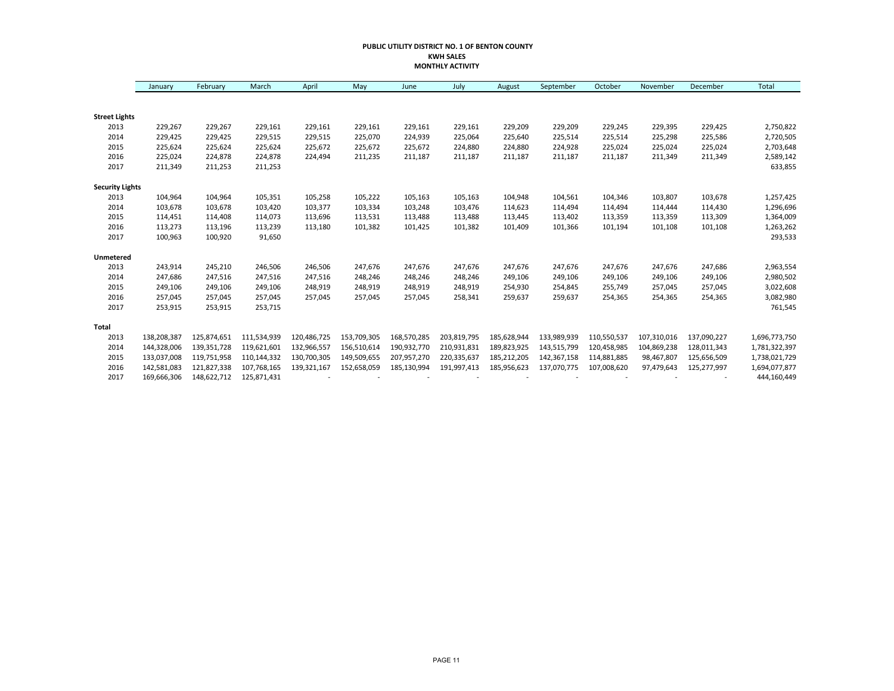**PUBLIC UTILITY DISTRICT NO. 1 OF BENTON COUNTY**
**KWH SALES**
**MONTHLY ACTIVITY**

| | January | February | March | April | May | June | July | August | September | October | November | December | Total |
|---|---|---|---|---|---|---|---|---|---|---|---|---|---|
| **Street Lights** | | | | | | | | | | | | | |
| 2013 | 229,267 | 229,267 | 229,161 | 229,161 | 229,161 | 229,161 | 229,161 | 229,209 | 229,209 | 229,245 | 229,395 | 229,425 | 2,750,822 |
| 2014 | 229,425 | 229,425 | 229,515 | 229,515 | 225,070 | 224,939 | 225,064 | 225,640 | 225,514 | 225,514 | 225,298 | 225,586 | 2,720,505 |
| 2015 | 225,624 | 225,624 | 225,624 | 225,672 | 225,672 | 225,672 | 224,880 | 224,880 | 224,928 | 225,024 | 225,024 | 225,024 | 2,703,648 |
| 2016 | 225,024 | 224,878 | 224,878 | 224,494 | 211,235 | 211,187 | 211,187 | 211,187 | 211,187 | 211,187 | 211,349 | 211,349 | 2,589,142 |
| 2017 | 211,349 | 211,253 | 211,253 | | | | | | | | | | 633,855 |
| **Security Lights** | | | | | | | | | | | | | |
| 2013 | 104,964 | 104,964 | 105,351 | 105,258 | 105,222 | 105,163 | 105,163 | 104,948 | 104,561 | 104,346 | 103,807 | 103,678 | 1,257,425 |
| 2014 | 103,678 | 103,678 | 103,420 | 103,377 | 103,334 | 103,248 | 103,476 | 114,623 | 114,494 | 114,494 | 114,444 | 114,430 | 1,296,696 |
| 2015 | 114,451 | 114,408 | 114,073 | 113,696 | 113,531 | 113,488 | 113,488 | 113,445 | 113,402 | 113,359 | 113,359 | 113,309 | 1,364,009 |
| 2016 | 113,273 | 113,196 | 113,239 | 113,180 | 101,382 | 101,425 | 101,382 | 101,409 | 101,366 | 101,194 | 101,108 | 101,108 | 1,263,262 |
| 2017 | 100,963 | 100,920 | 91,650 | | | | | | | | | | 293,533 |
| **Unmetered** | | | | | | | | | | | | | |
| 2013 | 243,914 | 245,210 | 246,506 | 246,506 | 247,676 | 247,676 | 247,676 | 247,676 | 247,676 | 247,676 | 247,676 | 247,686 | 2,963,554 |
| 2014 | 247,686 | 247,516 | 247,516 | 247,516 | 248,246 | 248,246 | 248,246 | 249,106 | 249,106 | 249,106 | 249,106 | 249,106 | 2,980,502 |
| 2015 | 249,106 | 249,106 | 249,106 | 248,919 | 248,919 | 248,919 | 248,919 | 254,930 | 254,845 | 255,749 | 257,045 | 257,045 | 3,022,608 |
| 2016 | 257,045 | 257,045 | 257,045 | 257,045 | 257,045 | 257,045 | 258,341 | 259,637 | 259,637 | 254,365 | 254,365 | 254,365 | 3,082,980 |
| 2017 | 253,915 | 253,915 | 253,715 | | | | | | | | | | 761,545 |
| **Total** | | | | | | | | | | | | | |
| 2013 | 138,208,387 | 125,874,651 | 111,534,939 | 120,486,725 | 153,709,305 | 168,570,285 | 203,819,795 | 185,628,944 | 133,989,939 | 110,550,537 | 107,310,016 | 137,090,227 | 1,696,773,750 |
| 2014 | 144,328,006 | 139,351,728 | 119,621,601 | 132,966,557 | 156,510,614 | 190,932,770 | 210,931,831 | 189,823,925 | 143,515,799 | 120,458,985 | 104,869,238 | 128,011,343 | 1,781,322,397 |
| 2015 | 133,037,008 | 119,751,958 | 110,144,332 | 130,700,305 | 149,509,655 | 207,957,270 | 220,335,637 | 185,212,205 | 142,367,158 | 114,881,885 | 98,467,807 | 125,656,509 | 1,738,021,729 |
| 2016 | 142,581,083 | 121,827,338 | 107,768,165 | 139,321,167 | 152,658,059 | 185,130,994 | 191,997,413 | 185,956,623 | 137,070,775 | 107,008,620 | 97,479,643 | 125,277,997 | 1,694,077,877 |
| 2017 | 169,666,306 | 148,622,712 | 125,871,431 | - | - | - | - | - | - | - | - | - | 444,160,449 |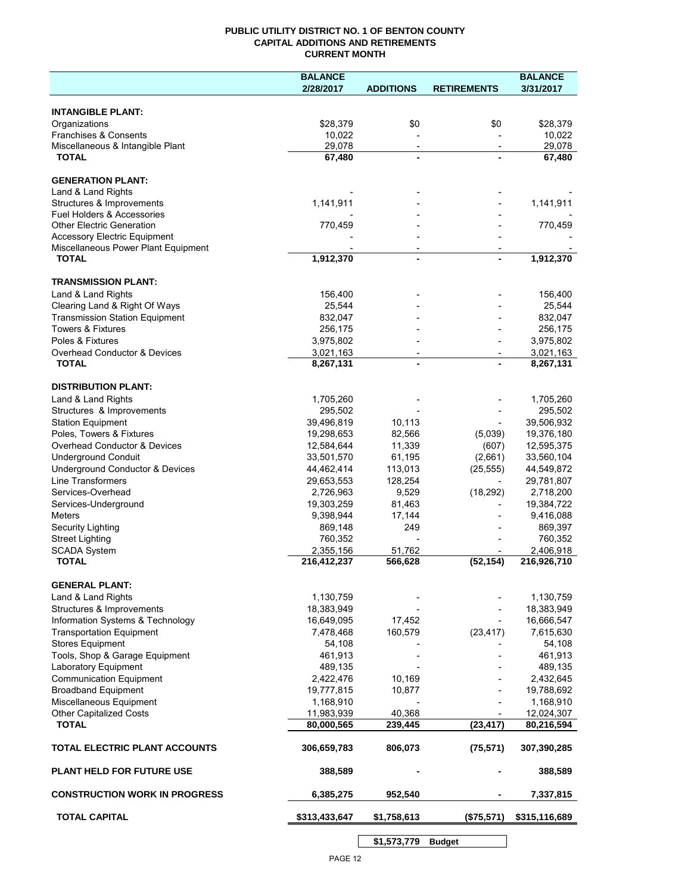**PUBLIC UTILITY DISTRICT NO. 1 OF BENTON COUNTY**
**CAPITAL ADDITIONS AND RETIREMENTS**
**CURRENT MONTH**

| | BALANCE 2/28/2017 | ADDITIONS | RETIREMENTS | BALANCE 3/31/2017 |
|---|---|---|---|---|
| **INTANGIBLE PLANT:** | | | | |
| Organizations | $28,379 | $0 | $0 | $28,379 |
| Franchises & Consents | 10,022 | - | - | 10,022 |
| Miscellaneous & Intangible Plant | 29,078 | - | - | 29,078 |
| **TOTAL** | **67,480** | **-** | **-** | **67,480** |
| **GENERATION PLANT:** | | | | |
| Land & Land Rights | - | - | - | - |
| Structures & Improvements | 1,141,911 | - | - | 1,141,911 |
| Fuel Holders & Accessories | - | - | - | - |
| Other Electric Generation | 770,459 | - | - | 770,459 |
| Accessory Electric Equipment | - | - | - | - |
| Miscellaneous Power Plant Equipment | - | - | - | - |
| **TOTAL** | **1,912,370** | **-** | **-** | **1,912,370** |
| **TRANSMISSION PLANT:** | | | | |
| Land & Land Rights | 156,400 | - | - | 156,400 |
| Clearing Land & Right Of Ways | 25,544 | - | - | 25,544 |
| Transmission Station Equipment | 832,047 | - | - | 832,047 |
| Towers & Fixtures | 256,175 | - | - | 256,175 |
| Poles & Fixtures | 3,975,802 | - | - | 3,975,802 |
| Overhead Conductor & Devices | 3,021,163 | - | - | 3,021,163 |
| **TOTAL** | **8,267,131** | **-** | **-** | **8,267,131** |
| **DISTRIBUTION PLANT:** | | | | |
| Land & Land Rights | 1,705,260 | - | - | 1,705,260 |
| Structures & Improvements | 295,502 | - | - | 295,502 |
| Station Equipment | 39,496,819 | 10,113 | - | 39,506,932 |
| Poles, Towers & Fixtures | 19,298,653 | 82,566 | (5,039) | 19,376,180 |
| Overhead Conductor & Devices | 12,584,644 | 11,339 | (607) | 12,595,375 |
| Underground Conduit | 33,501,570 | 61,195 | (2,661) | 33,560,104 |
| Underground Conductor & Devices | 44,462,414 | 113,013 | (25,555) | 44,549,872 |
| Line Transformers | 29,653,553 | 128,254 | - | 29,781,807 |
| Services-Overhead | 2,726,963 | 9,529 | (18,292) | 2,718,200 |
| Services-Underground | 19,303,259 | 81,463 | - | 19,384,722 |
| Meters | 9,398,944 | 17,144 | - | 9,416,088 |
| Security Lighting | 869,148 | 249 | - | 869,397 |
| Street Lighting | 760,352 | - | - | 760,352 |
| SCADA System | 2,355,156 | 51,762 | - | 2,406,918 |
| **TOTAL** | **216,412,237** | **566,628** | **(52,154)** | **216,926,710** |
| **GENERAL PLANT:** | | | | |
| Land & Land Rights | 1,130,759 | - | - | 1,130,759 |
| Structures & Improvements | 18,383,949 | - | - | 18,383,949 |
| Information Systems & Technology | 16,649,095 | 17,452 | - | 16,666,547 |
| Transportation Equipment | 7,478,468 | 160,579 | (23,417) | 7,615,630 |
| Stores Equipment | 54,108 | - | - | 54,108 |
| Tools, Shop & Garage Equipment | 461,913 | - | - | 461,913 |
| Laboratory Equipment | 489,135 | - | - | 489,135 |
| Communication Equipment | 2,422,476 | 10,169 | - | 2,432,645 |
| Broadband Equipment | 19,777,815 | 10,877 | - | 19,788,692 |
| Miscellaneous Equipment | 1,168,910 | - | - | 1,168,910 |
| Other Capitalized Costs | 11,983,939 | 40,368 | - | 12,024,307 |
| **TOTAL** | **80,000,565** | **239,445** | **(23,417)** | **80,216,594** |
| **TOTAL ELECTRIC PLANT ACCOUNTS** | **306,659,783** | **806,073** | **(75,571)** | **307,390,285** |
| **PLANT HELD FOR FUTURE USE** | **388,589** | **-** | **-** | **388,589** |
| **CONSTRUCTION WORK IN PROGRESS** | **6,385,275** | **952,540** | **-** | **7,337,815** |
| **TOTAL CAPITAL** | **$313,433,647** | **$1,758,613** | **($75,571)** | **$315,116,689** |

| | |
|---|---|
| **$1,573,779** | **Budget** |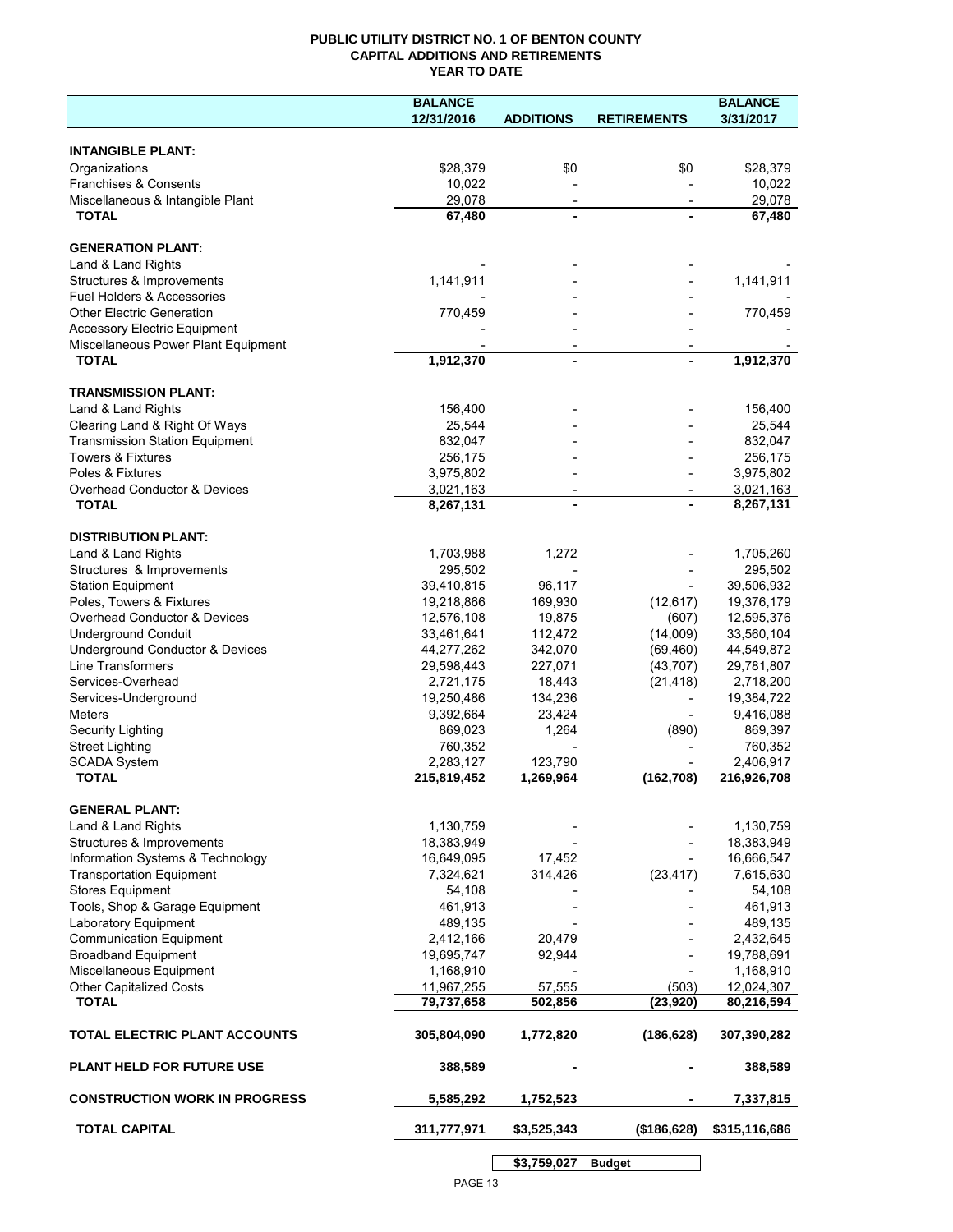# PUBLIC UTILITY DISTRICT NO. 1 OF BENTON COUNTY
## CAPITAL ADDITIONS AND RETIREMENTS
## YEAR TO DATE

| | BALANCE 12/31/2016 | ADDITIONS | RETIREMENTS | BALANCE 3/31/2017 |
|---|---|---|---|---|
| **INTANGIBLE PLANT:** | | | | |
| Organizations | $28,379 | $0 | $0 | $28,379 |
| Franchises & Consents | 10,022 | - | - | 10,022 |
| Miscellaneous & Intangible Plant | 29,078 | - | - | 29,078 |
| **TOTAL** | **67,480** | **-** | **-** | **67,480** |
| **GENERATION PLANT:** | | | | |
| Land & Land Rights | - | - | - | - |
| Structures & Improvements | 1,141,911 | - | - | 1,141,911 |
| Fuel Holders & Accessories | - | - | - | - |
| Other Electric Generation | 770,459 | - | - | 770,459 |
| Accessory Electric Equipment | - | - | - | - |
| Miscellaneous Power Plant Equipment | - | - | - | - |
| **TOTAL** | **1,912,370** | **-** | **-** | **1,912,370** |
| **TRANSMISSION PLANT:** | | | | |
| Land & Land Rights | 156,400 | - | - | 156,400 |
| Clearing Land & Right Of Ways | 25,544 | - | - | 25,544 |
| Transmission Station Equipment | 832,047 | - | - | 832,047 |
| Towers & Fixtures | 256,175 | - | - | 256,175 |
| Poles & Fixtures | 3,975,802 | - | - | 3,975,802 |
| Overhead Conductor & Devices | 3,021,163 | - | - | 3,021,163 |
| **TOTAL** | **8,267,131** | **-** | **-** | **8,267,131** |
| **DISTRIBUTION PLANT:** | | | | |
| Land & Land Rights | 1,703,988 | 1,272 | - | 1,705,260 |
| Structures & Improvements | 295,502 | - | - | 295,502 |
| Station Equipment | 39,410,815 | 96,117 | - | 39,506,932 |
| Poles, Towers & Fixtures | 19,218,866 | 169,930 | (12,617) | 19,376,179 |
| Overhead Conductor & Devices | 12,576,108 | 19,875 | (607) | 12,595,376 |
| Underground Conduit | 33,461,641 | 112,472 | (14,009) | 33,560,104 |
| Underground Conductor & Devices | 44,277,262 | 342,070 | (69,460) | 44,549,872 |
| Line Transformers | 29,598,443 | 227,071 | (43,707) | 29,781,807 |
| Services-Overhead | 2,721,175 | 18,443 | (21,418) | 2,718,200 |
| Services-Underground | 19,250,486 | 134,236 | - | 19,384,722 |
| Meters | 9,392,664 | 23,424 | - | 9,416,088 |
| Security Lighting | 869,023 | 1,264 | (890) | 869,397 |
| Street Lighting | 760,352 | - | - | 760,352 |
| SCADA System | 2,283,127 | 123,790 | - | 2,406,917 |
| **TOTAL** | **215,819,452** | **1,269,964** | **(162,708)** | **216,926,708** |
| **GENERAL PLANT:** | | | | |
| Land & Land Rights | 1,130,759 | - | - | 1,130,759 |
| Structures & Improvements | 18,383,949 | - | - | 18,383,949 |
| Information Systems & Technology | 16,649,095 | 17,452 | - | 16,666,547 |
| Transportation Equipment | 7,324,621 | 314,426 | (23,417) | 7,615,630 |
| Stores Equipment | 54,108 | - | - | 54,108 |
| Tools, Shop & Garage Equipment | 461,913 | - | - | 461,913 |
| Laboratory Equipment | 489,135 | - | - | 489,135 |
| Communication Equipment | 2,412,166 | 20,479 | - | 2,432,645 |
| Broadband Equipment | 19,695,747 | 92,944 | - | 19,788,691 |
| Miscellaneous Equipment | 1,168,910 | - | - | 1,168,910 |
| Other Capitalized Costs | 11,967,255 | 57,555 | (503) | 12,024,307 |
| **TOTAL** | **79,737,658** | **502,856** | **(23,920)** | **80,216,594** |
| **TOTAL ELECTRIC PLANT ACCOUNTS** | **305,804,090** | **1,772,820** | **(186,628)** | **307,390,282** |
| **PLANT HELD FOR FUTURE USE** | **388,589** | **-** | **-** | **388,589** |
| **CONSTRUCTION WORK IN PROGRESS** | **5,585,292** | **1,752,523** | **-** | **7,337,815** |
| **TOTAL CAPITAL** | **311,777,971** | **$3,525,343** | **($186,628)** | **$315,116,686** |

| **$3,759,027** | **Budget** |
|---|---|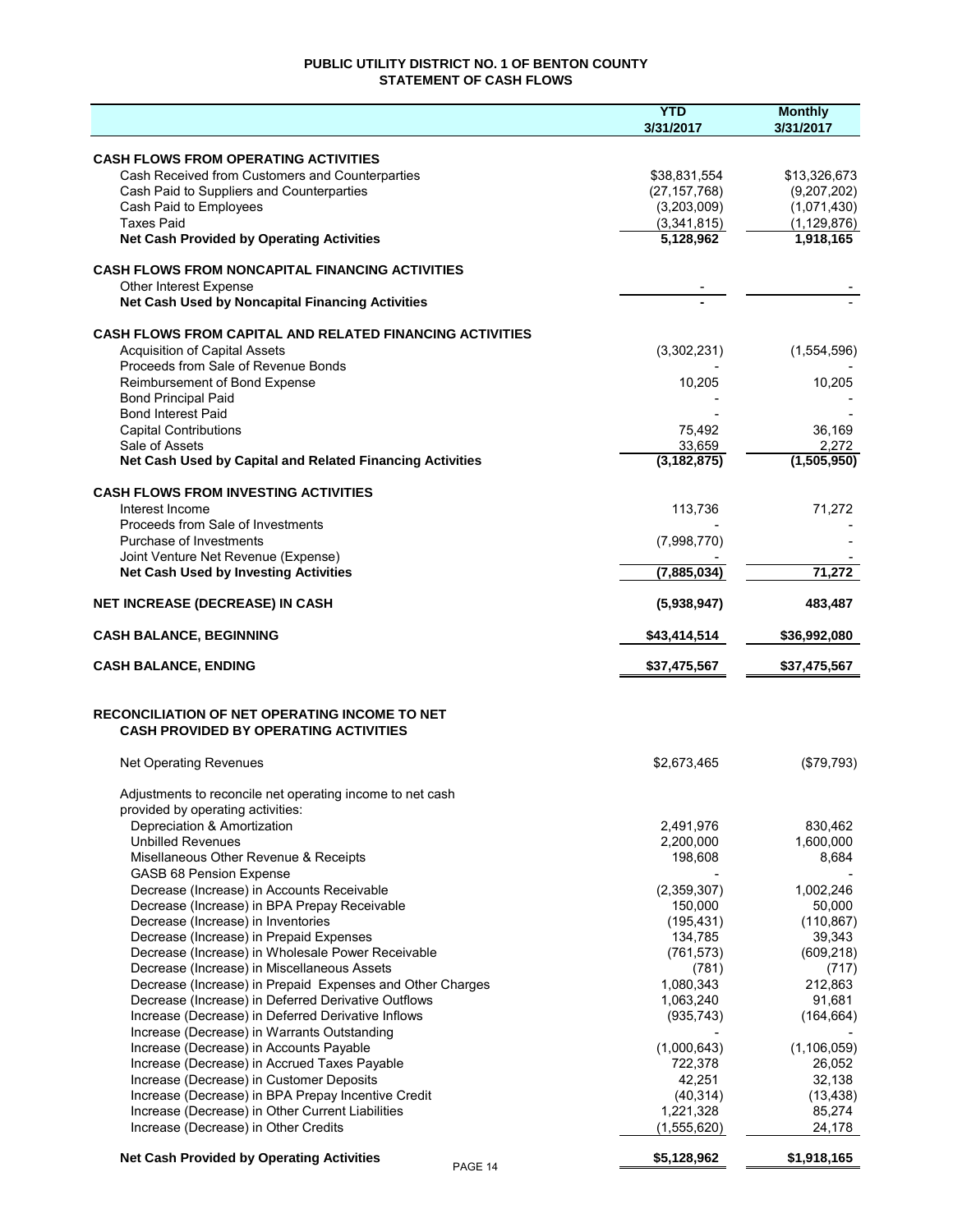# PUBLIC UTILITY DISTRICT NO. 1 OF BENTON COUNTY
## STATEMENT OF CASH FLOWS

| | YTD 3/31/2017 | Monthly 3/31/2017 |
|---|---|---|
| **CASH FLOWS FROM OPERATING ACTIVITIES** | | |
| Cash Received from Customers and Counterparties | \$38,831,554 | \$13,326,673 |
| Cash Paid to Suppliers and Counterparties | (27,157,768) | (9,207,202) |
| Cash Paid to Employees | (3,203,009) | (1,071,430) |
| Taxes Paid | (3,341,815) | (1,129,876) |
| **Net Cash Provided by Operating Activities** | **5,128,962** | **1,918,165** |
| **CASH FLOWS FROM NONCAPITAL FINANCING ACTIVITIES** | | |
| Other Interest Expense | - | - |
| **Net Cash Used by Noncapital Financing Activities** | **-** | - |
| **CASH FLOWS FROM CAPITAL AND RELATED FINANCING ACTIVITIES** | | |
| Acquisition of Capital Assets | (3,302,231) | (1,554,596) |
| Proceeds from Sale of Revenue Bonds | - | - |
| Reimbursement of Bond Expense | 10,205 | 10,205 |
| Bond Principal Paid | - | - |
| Bond Interest Paid | - | - |
| Capital Contributions | 75,492 | 36,169 |
| Sale of Assets | 33,659 | 2,272 |
| **Net Cash Used by Capital and Related Financing Activities** | **(3,182,875)** | **(1,505,950)** |
| **CASH FLOWS FROM INVESTING ACTIVITIES** | | |
| Interest Income | 113,736 | 71,272 |
| Proceeds from Sale of Investments | - | - |
| Purchase of Investments | (7,998,770) | - |
| Joint Venture Net Revenue (Expense) | - | - |
| **Net Cash Used by Investing Activities** | **(7,885,034)** | **71,272** |
| **NET INCREASE (DECREASE) IN CASH** | **(5,938,947)** | **483,487** |
| **CASH BALANCE, BEGINNING** | **\$43,414,514** | **\$36,992,080** |
| **CASH BALANCE, ENDING** | **\$37,475,567** | **\$37,475,567** |

**RECONCILIATION OF NET OPERATING INCOME TO NET CASH PROVIDED BY OPERATING ACTIVITIES**

| | YTD 3/31/2017 | Monthly 3/31/2017 |
|---|---|---|
| Net Operating Revenues | \$2,673,465 | (\$79,793) |
| Adjustments to reconcile net operating income to net cash provided by operating activities: | | |
| Depreciation & Amortization | 2,491,976 | 830,462 |
| Unbilled Revenues | 2,200,000 | 1,600,000 |
| Misellaneous Other Revenue & Receipts | 198,608 | 8,684 |
| GASB 68 Pension Expense | - | - |
| Decrease (Increase) in Accounts Receivable | (2,359,307) | 1,002,246 |
| Decrease (Increase) in BPA Prepay Receivable | 150,000 | 50,000 |
| Decrease (Increase) in Inventories | (195,431) | (110,867) |
| Decrease (Increase) in Prepaid Expenses | 134,785 | 39,343 |
| Decrease (Increase) in Wholesale Power Receivable | (761,573) | (609,218) |
| Decrease (Increase) in Miscellaneous Assets | (781) | (717) |
| Decrease (Increase) in Prepaid Expenses and Other Charges | 1,080,343 | 212,863 |
| Decrease (Increase) in Deferred Derivative Outflows | 1,063,240 | 91,681 |
| Increase (Decrease) in Deferred Derivative Inflows | (935,743) | (164,664) |
| Increase (Decrease) in Warrants Outstanding | - | - |
| Increase (Decrease) in Accounts Payable | (1,000,643) | (1,106,059) |
| Increase (Decrease) in Accrued Taxes Payable | 722,378 | 26,052 |
| Increase (Decrease) in Customer Deposits | 42,251 | 32,138 |
| Increase (Decrease) in BPA Prepay Incentive Credit | (40,314) | (13,438) |
| Increase (Decrease) in Other Current Liabilities | 1,221,328 | 85,274 |
| Increase (Decrease) in Other Credits | (1,555,620) | 24,178 |
| **Net Cash Provided by Operating Activities** | **\$5,128,962** | **\$1,918,165** |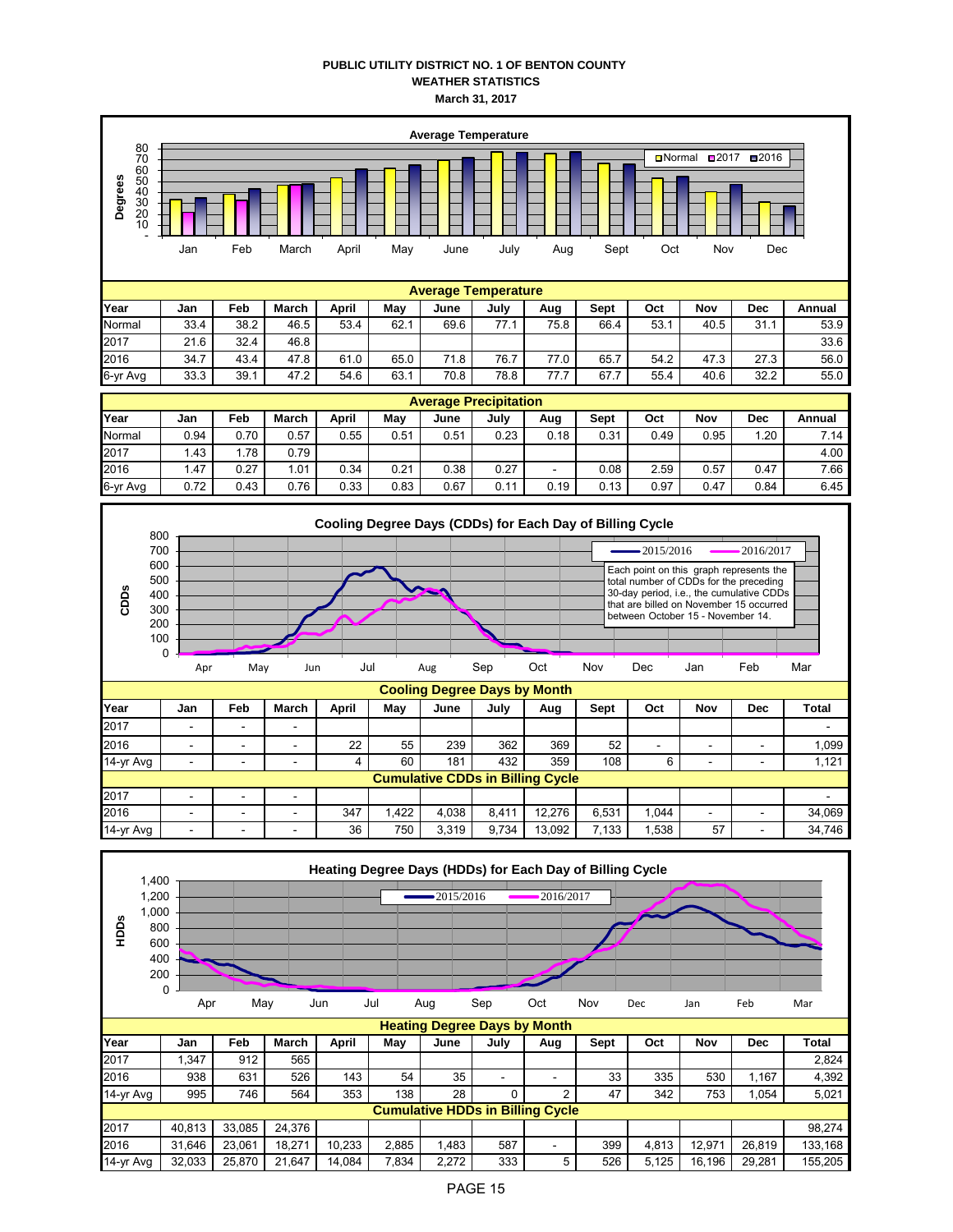# PUBLIC UTILITY DISTRICT NO. 1 OF BENTON COUNTY
## WEATHER STATISTICS
### March 31, 2017

**Average Temperature**

| Year | Jan | Feb | March | April | May | June | July | Aug | Sept | Oct | Nov | Dec | Annual |
|---|---|---|---|---|---|---|---|---|---|---|---|---|---|
| Normal | 33.4 | 38.2 | 46.5 | 53.4 | 62.1 | 69.6 | 77.1 | 75.8 | 66.4 | 53.1 | 40.5 | 31.1 | 53.9 |
| 2017 | 21.6 | 32.4 | 46.8 | | | | | | | | | | 33.6 |
| 2016 | 34.7 | 43.4 | 47.8 | 61.0 | 65.0 | 71.8 | 76.7 | 77.0 | 65.7 | 54.2 | 47.3 | 27.3 | 56.0 |
| 6-yr Avg | 33.3 | 39.1 | 47.2 | 54.6 | 63.1 | 70.8 | 78.8 | 77.7 | 67.7 | 55.4 | 40.6 | 32.2 | 55.0 |

**Average Precipitation**

| Year | Jan | Feb | March | April | May | June | July | Aug | Sept | Oct | Nov | Dec | Annual |
|---|---|---|---|---|---|---|---|---|---|---|---|---|---|
| Normal | 0.94 | 0.70 | 0.57 | 0.55 | 0.51 | 0.51 | 0.23 | 0.18 | 0.31 | 0.49 | 0.95 | 1.20 | 7.14 |
| 2017 | 1.43 | 1.78 | 0.79 | | | | | | | | | | 4.00 |
| 2016 | 1.47 | 0.27 | 1.01 | 0.34 | 0.21 | 0.38 | 0.27 | - | 0.08 | 2.59 | 0.57 | 0.47 | 7.66 |
| 6-yr Avg | 0.72 | 0.43 | 0.76 | 0.33 | 0.83 | 0.67 | 0.11 | 0.19 | 0.13 | 0.97 | 0.47 | 0.84 | 6.45 |

**Cooling Degree Days (CDDs) for Each Day of Billing Cycle**

Each point on this graph represents the total number of CDDs for the preceding 30-day period, i.e., the cumulative CDDs that are billed on November 15 occurred between October 15 - November 14.

**Cooling Degree Days by Month**

| Year | Jan | Feb | March | April | May | June | July | Aug | Sept | Oct | Nov | Dec | Total |
|---|---|---|---|---|---|---|---|---|---|---|---|---|---|
| 2017 | - | - | - | | | | | | | | | | - |
| 2016 | - | - | - | 22 | 55 | 239 | 362 | 369 | 52 | - | - | - | 1,099 |
| 14-yr Avg | - | - | - | 4 | 60 | 181 | 432 | 359 | 108 | 6 | - | - | 1,121 |
| **Cumulative CDDs in Billing Cycle** | | | | | | | | | | | | | |
| 2017 | - | - | - | | | | | | | | | | - |
| 2016 | - | - | - | 347 | 1,422 | 4,038 | 8,411 | 12,276 | 6,531 | 1,044 | - | - | 34,069 |
| 14-yr Avg | - | - | - | 36 | 750 | 3,319 | 9,734 | 13,092 | 7,133 | 1,538 | 57 | - | 34,746 |

**Heating Degree Days (HDDs) for Each Day of Billing Cycle**

**Heating Degree Days by Month**

| Year | Jan | Feb | March | April | May | June | July | Aug | Sept | Oct | Nov | Dec | Total |
|---|---|---|---|---|---|---|---|---|---|---|---|---|---|
| 2017 | 1,347 | 912 | 565 | | | | | | | | | | 2,824 |
| 2016 | 938 | 631 | 526 | 143 | 54 | 35 | - | - | 33 | 335 | 530 | 1,167 | 4,392 |
| 14-yr Avg | 995 | 746 | 564 | 353 | 138 | 28 | 0 | 2 | 47 | 342 | 753 | 1,054 | 5,021 |
| **Cumulative HDDs in Billing Cycle** | | | | | | | | | | | | | |
| 2017 | 40,813 | 33,085 | 24,376 | | | | | | | | | | 98,274 |
| 2016 | 31,646 | 23,061 | 18,271 | 10,233 | 2,885 | 1,483 | 587 | - | 399 | 4,813 | 12,971 | 26,819 | 133,168 |
| 14-yr Avg | 32,033 | 25,870 | 21,647 | 14,084 | 7,834 | 2,272 | 333 | 5 | 526 | 5,125 | 16,196 | 29,281 | 155,205 |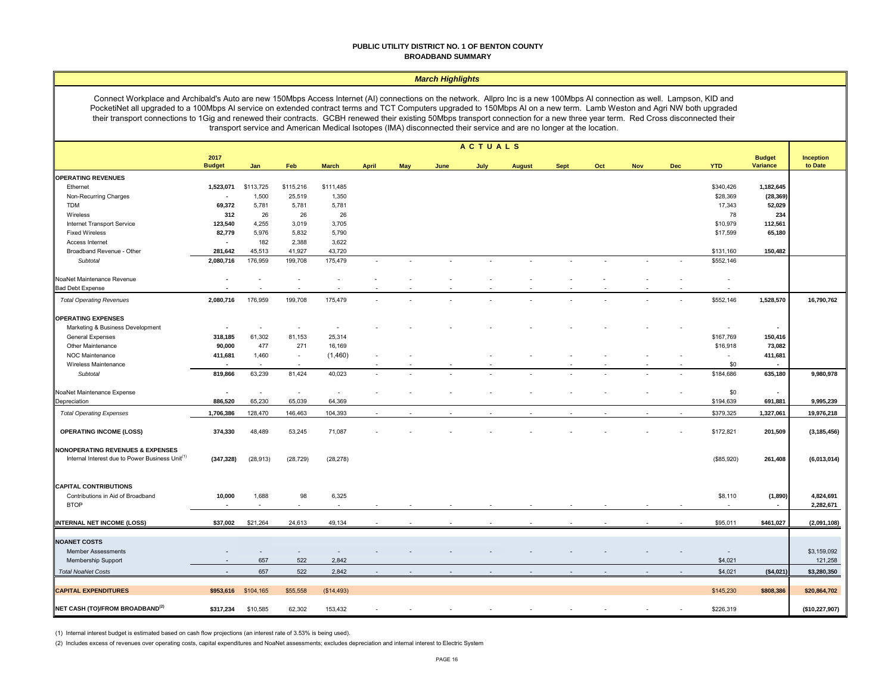# PUBLIC UTILITY DISTRICT NO. 1 OF BENTON COUNTY
## BROADBAND SUMMARY

### *March Highlights*

Connect Workplace and Archibald's Auto are new 150Mbps Access Internet (AI) connections on the network. Allpro Inc is a new 100Mbps AI connection as well. Lampson, KID and PocketiNet all upgraded to a 100Mbps AI service on extended contract terms and TCT Computers upgraded to 150Mbps AI on a new term. Lamb Weston and Agri NW both upgraded their transport connections to 1Gig and renewed their contracts. GCBH renewed their existing 50Mbps transport connection for a new three year term. Red Cross disconnected their transport service and American Medical Isotopes (IMA) disconnected their service and are no longer at the location.

| | 2017 Budget | ACTUALS Jan | Feb | March | April | May | June | July | August | Sept | Oct | Nov | Dec | YTD | Budget Variance | Inception to Date |
|---|---|---|---|---|---|---|---|---|---|---|---|---|---|---|---|---|
| **OPERATING REVENUES** | | | | | | | | | | | | | | | | |
| Ethernet | **1,523,071** | $113,725 | $115,216 | $111,485 | | | | | | | | | | $340,426 | **1,182,645** | |
| Non-Recurring Charges | **-** | 1,500 | 25,519 | 1,350 | | | | | | | | | | $28,369 | **(28,369)** | |
| TDM | **69,372** | 5,781 | 5,781 | 5,781 | | | | | | | | | | 17,343 | **52,029** | |
| Wireless | **312** | 26 | 26 | 26 | | | | | | | | | | 78 | **234** | |
| Internet Transport Service | **123,540** | 4,255 | 3,019 | 3,705 | | | | | | | | | | $10,979 | **112,561** | |
| Fixed Wireless | **82,779** | 5,976 | 5,832 | 5,790 | | | | | | | | | | $17,599 | **65,180** | |
| Access Internet | **-** | 182 | 2,388 | 3,622 | | | | | | | | | | | | |
| Broadband Revenue - Other | **281,642** | 45,513 | 41,927 | 43,720 | | | | | | | | | | $131,160 | **150,482** | |
| *Subtotal* | **2,080,716** | 176,959 | 199,708 | 175,479 | - | - | - | - | - | - | - | - | - | $552,146 | | |
| NoaNet Maintenance Revenue | **-** | - | - | - | - | - | - | - | - | - | - | - | - | - | | |
| Bad Debt Expense | **-** | - | - | - | - | - | - | - | - | - | - | - | - | - | | |
| *Total Operating Revenues* | **2,080,716** | 176,959 | 199,708 | 175,479 | - | - | - | - | - | - | - | - | - | $552,146 | **1,528,570** | **16,790,762** |
| **OPERATING EXPENSES** | | | | | | | | | | | | | | | | |
| Marketing & Business Development | **-** | - | - | - | - | - | - | - | - | - | - | - | - | - | **-** | |
| General Expenses | **318,185** | 61,302 | 81,153 | 25,314 | | | | | | | | | | $167,769 | **150,416** | |
| Other Maintenance | **90,000** | 477 | 271 | 16,169 | | | | | | | | | | $16,918 | **73,082** | |
| NOC Maintenance | **411,681** | 1,460 | - | (1,460) | - | - | | | | | | | | - | **411,681** | |
| Wireless Maintenance | **-** | - | - | - | - | - | - | - | - | - | - | - | - | $0 | **-** | |
| *Subtotal* | **819,866** | 63,239 | 81,424 | 40,023 | - | - | - | - | - | - | - | - | - | $184,686 | **635,180** | **9,980,978** |
| NoaNet Maintenance Expense | **-** | - | - | - | - | - | - | - | - | - | - | - | - | $0 | **-** | |
| Depreciation | **886,520** | 65,230 | 65,039 | 64,369 | | | | | | | | | | $194,639 | **691,881** | **9,995,239** |
| *Total Operating Expenses* | **1,706,386** | 128,470 | 146,463 | 104,393 | - | - | - | - | - | - | - | - | - | $379,325 | **1,327,061** | **19,976,218** |
| **OPERATING INCOME (LOSS)** | **374,330** | 48,489 | 53,245 | 71,087 | - | - | - | - | - | - | - | - | - | $172,821 | **201,509** | **(3,185,456)** |
| **NONOPERATING REVENUES & EXPENSES** | | | | | | | | | | | | | | | | |
| Internal Interest due to Power Business Unit[1] | **(347,328)** | (28,913) | (28,729) | (28,278) | | | | | | | | | | ($85,920) | **261,408** | **(6,013,014)** |
| **CAPITAL CONTRIBUTIONS** | | | | | | | | | | | | | | | | |
| Contributions in Aid of Broadband | **10,000** | 1,688 | 98 | 6,325 | | | | | | | | | | $8,110 | **(1,890)** | **4,824,691** |
| BTOP | **-** | - | - | - | - | - | - | - | - | - | - | - | - | - | **-** | **2,282,671** |
| **INTERNAL NET INCOME (LOSS)** | **$37,002** | $21,264 | 24,613 | 49,134 | - | - | - | - | - | - | - | - | - | $95,011 | **$461,027** | **(2,091,108)** |
| **NOANET COSTS** | | | | | | | | | | | | | | | | |
| Member Assessments | **-** | - | - | - | - | - | - | - | - | - | - | - | - | - | | $3,159,092 |
| Membership Support | **-** | 657 | 522 | 2,842 | | | | | | | | | | $4,021 | | 121,258 |
| *Total NoaNet Costs* | **-** | 657 | 522 | 2,842 | - | - | - | - | - | - | - | - | - | $4,021 | **($4,021)** | **$3,280,350** |
| **CAPITAL EXPENDITURES** | **$953,616** | $104,165 | $55,558 | ($14,493) | | | | | | | | | | $145,230 | **$808,386** | **$20,864,702** |
| **NET CASH (TO)/FROM BROADBAND[2]** | **$317,234** | $10,585 | 62,302 | 153,432 | - | - | - | - | - | - | - | - | - | $226,319 | | **($10,227,907)** |

(1) Internal interest budget is estimated based on cash flow projections (an interest rate of 3.53% is being used).

(2) Includes excess of revenues over operating costs, capital expenditures and NoaNet assessments; excludes depreciation and internal interest to Electric System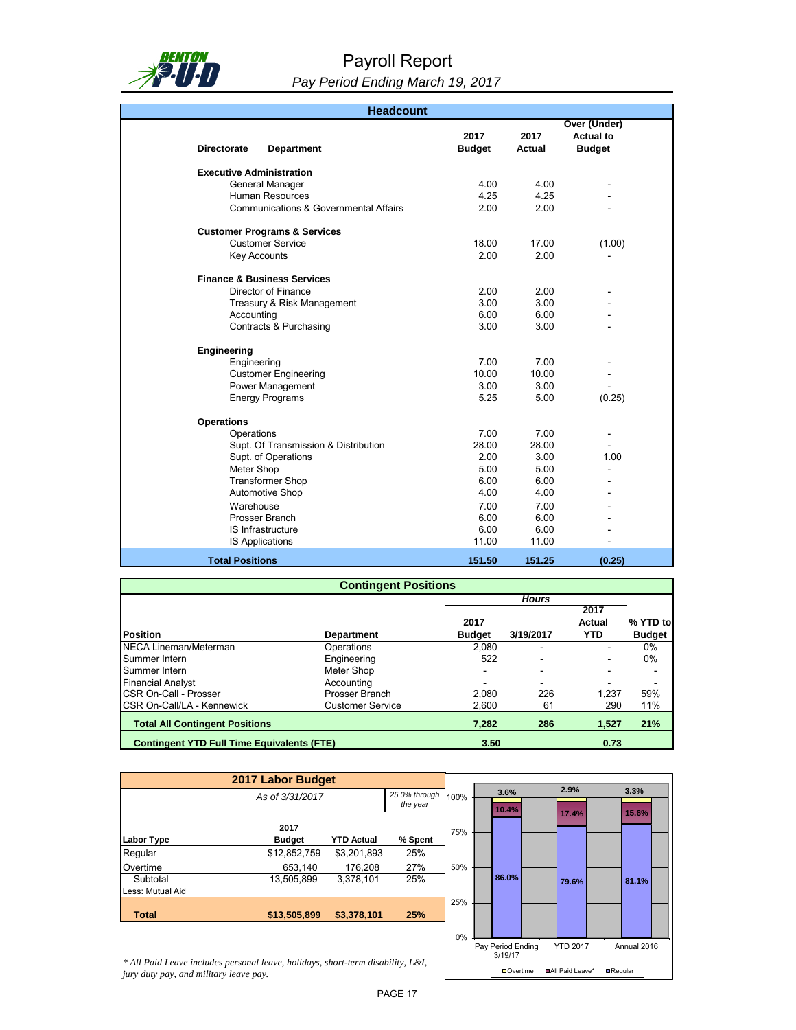# Payroll Report

*Pay Period Ending March 19, 2017*

## Headcount

| Directorate / Department | 2017 Budget | 2017 Actual | Over (Under) Actual to Budget |
|---|---|---|---|
| **Executive Administration** | | | |
| General Manager | 4.00 | 4.00 | - |
| Human Resources | 4.25 | 4.25 | - |
| Communications & Governmental Affairs | 2.00 | 2.00 | - |
| **Customer Programs & Services** | | | |
| Customer Service | 18.00 | 17.00 | (1.00) |
| Key Accounts | 2.00 | 2.00 | - |
| **Finance & Business Services** | | | |
| Director of Finance | 2.00 | 2.00 | - |
| Treasury & Risk Management | 3.00 | 3.00 | - |
| Accounting | 6.00 | 6.00 | - |
| Contracts & Purchasing | 3.00 | 3.00 | - |
| **Engineering** | | | |
| Engineering | 7.00 | 7.00 | - |
| Customer Engineering | 10.00 | 10.00 | - |
| Power Management | 3.00 | 3.00 | - |
| Energy Programs | 5.25 | 5.00 | (0.25) |
| **Operations** | | | |
| Operations | 7.00 | 7.00 | - |
| Supt. Of Transmission & Distribution | 28.00 | 28.00 | - |
| Supt. of Operations | 2.00 | 3.00 | 1.00 |
| Meter Shop | 5.00 | 5.00 | - |
| Transformer Shop | 6.00 | 6.00 | - |
| Automotive Shop | 4.00 | 4.00 | - |
| Warehouse | 7.00 | 7.00 | - |
| Prosser Branch | 6.00 | 6.00 | - |
| IS Infrastructure | 6.00 | 6.00 | - |
| IS Applications | 11.00 | 11.00 | - |
| **Total Positions** | **151.50** | **151.25** | **(0.25)** |

## Contingent Positions

| | | Hours | | | |
|---|---|---|---|---|---|
| **Position** | **Department** | **2017 Budget** | **3/19/2017** | **2017 Actual YTD** | **% YTD to Budget** |
| NECA Lineman/Meterman | Operations | 2,080 | - | - | 0% |
| Summer Intern | Engineering | 522 | - | - | 0% |
| Summer Intern | Meter Shop | - | - | - | - |
| Financial Analyst | Accounting | - | - | - | - |
| CSR On-Call - Prosser | Prosser Branch | 2,080 | 226 | 1,237 | 59% |
| CSR On-Call/LA - Kennewick | Customer Service | 2,600 | 61 | 290 | 11% |
| **Total All Contingent Positions** | | **7,282** | **286** | **1,527** | **21%** |
| **Contingent YTD Full Time Equivalents (FTE)** | | **3.50** | | **0.73** | |

## 2017 Labor Budget

*As of 3/31/2017* — *25.0% through the year*

| Labor Type | 2017 Budget | YTD Actual | % Spent |
|---|---|---|---|
| Regular | $12,852,759 | $3,201,893 | 25% |
| Overtime | 653,140 | 176,208 | 27% |
| Subtotal | 13,505,899 | 3,378,101 | 25% |
| Less: Mutual Aid | | | |
| **Total** | **$13,505,899** | **$3,378,101** | **25%** |

100%
75%
50%
25%
0%

Pay Period Ending 3/19/17: 3.6%, 10.4%, 86.0%
YTD 2017: 2.9%, 17.4%, 79.6%
Annual 2016: 3.3%, 15.6%, 81.1%

Overtime | All Paid Leave* | Regular

*\* All Paid Leave includes personal leave, holidays, short-term disability, L&I, jury duty pay, and military leave pay.*